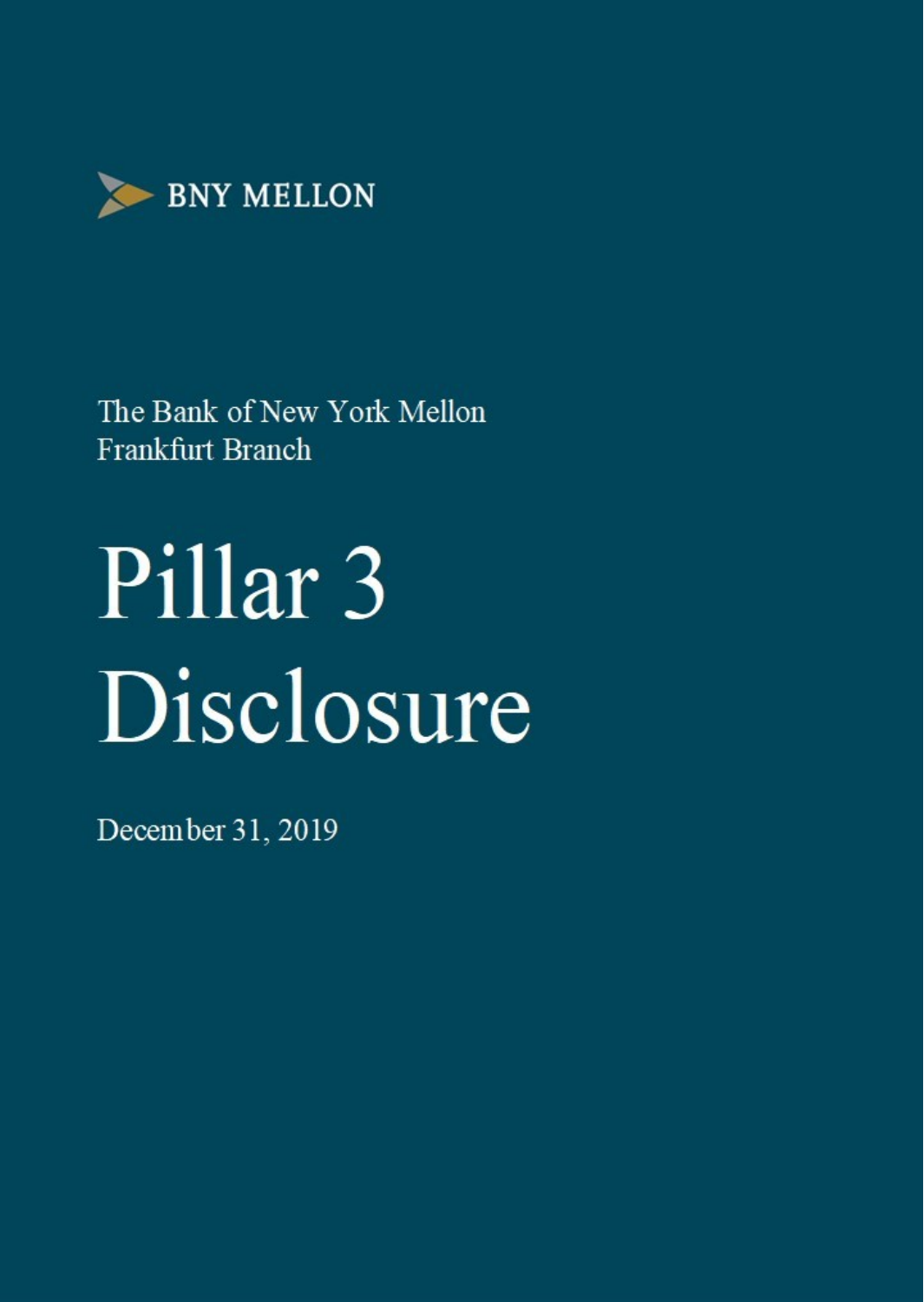BNY MELLON

The Bank of New York Mellon
Frankfurt Branch

# Pillar 3 Disclosure

December 31, 2019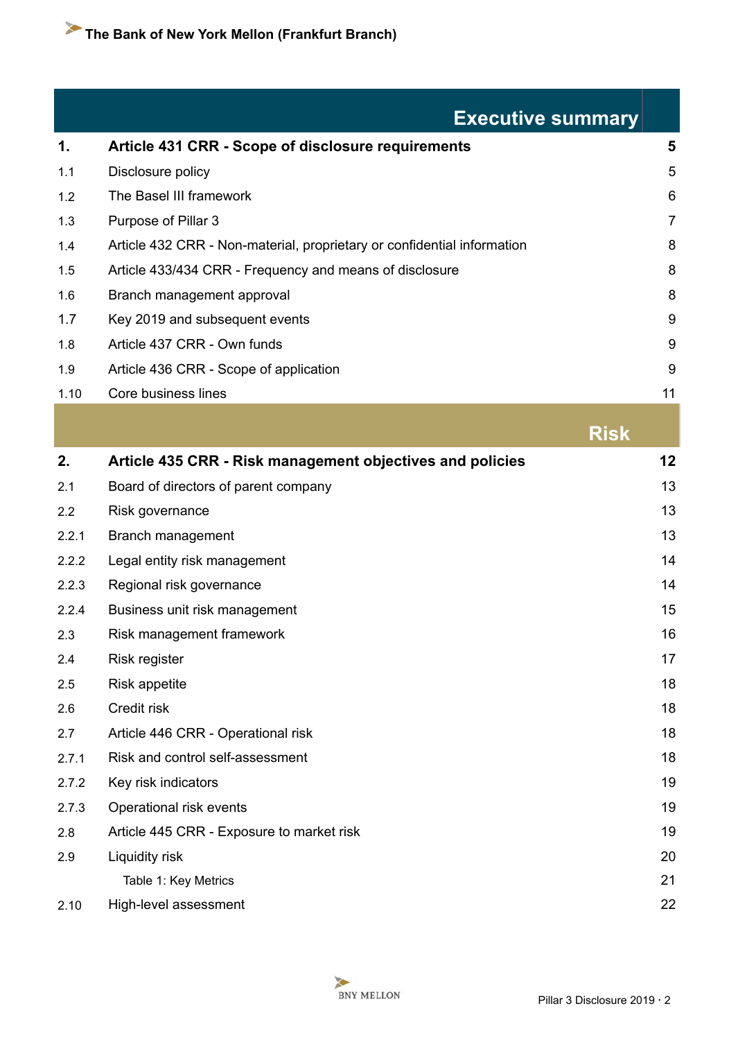## Executive summary

| | | |
|---|---|---|
| **1.** | **Article 431 CRR - Scope of disclosure requirements** | **5** |
| 1.1 | Disclosure policy | 5 |
| 1.2 | The Basel III framework | 6 |
| 1.3 | Purpose of Pillar 3 | 7 |
| 1.4 | Article 432 CRR - Non-material, proprietary or confidential information | 8 |
| 1.5 | Article 433/434 CRR - Frequency and means of disclosure | 8 |
| 1.6 | Branch management approval | 8 |
| 1.7 | Key 2019 and subsequent events | 9 |
| 1.8 | Article 437 CRR - Own funds | 9 |
| 1.9 | Article 436 CRR - Scope of application | 9 |
| 1.10 | Core business lines | 11 |

## Risk

| | | |
|---|---|---|
| **2.** | **Article 435 CRR - Risk management objectives and policies** | **12** |
| 2.1 | Board of directors of parent company | 13 |
| 2.2 | Risk governance | 13 |
| 2.2.1 | Branch management | 13 |
| 2.2.2 | Legal entity risk management | 14 |
| 2.2.3 | Regional risk governance | 14 |
| 2.2.4 | Business unit risk management | 15 |
| 2.3 | Risk management framework | 16 |
| 2.4 | Risk register | 17 |
| 2.5 | Risk appetite | 18 |
| 2.6 | Credit risk | 18 |
| 2.7 | Article 446 CRR - Operational risk | 18 |
| 2.7.1 | Risk and control self-assessment | 18 |
| 2.7.2 | Key risk indicators | 19 |
| 2.7.3 | Operational risk events | 19 |
| 2.8 | Article 445 CRR - Exposure to market risk | 19 |
| 2.9 | Liquidity risk | 20 |
| | Table 1: Key Metrics | 21 |
| 2.10 | High-level assessment | 22 |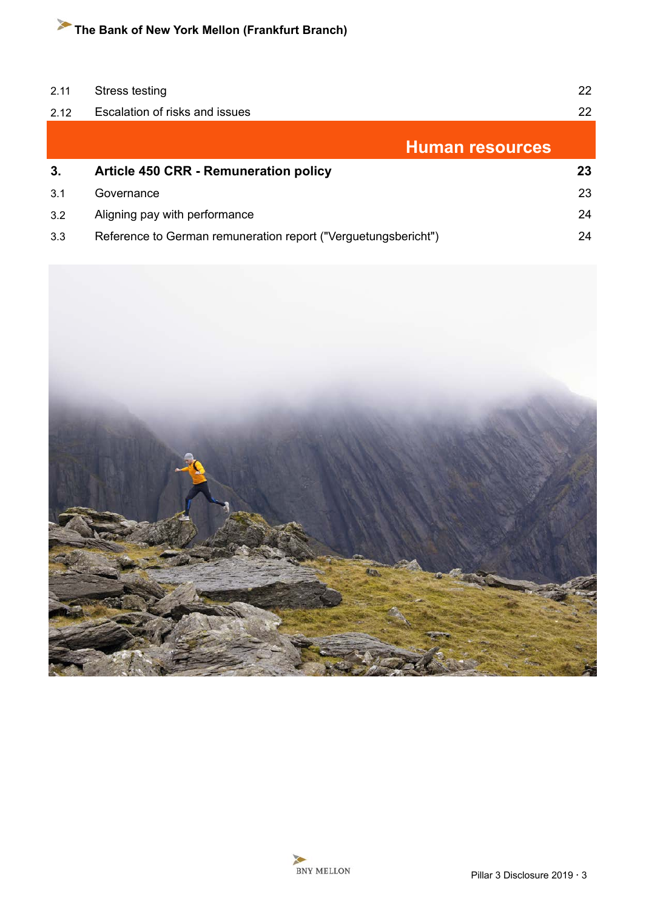| | | |
|---|---|---|
| 2.11 | Stress testing | 22 |
| 2.12 | Escalation of risks and issues | 22 |

## Human resources

| | | |
|---|---|---|
| **3.** | **Article 450 CRR - Remuneration policy** | **23** |
| 3.1 | Governance | 23 |
| 3.2 | Aligning pay with performance | 24 |
| 3.3 | Reference to German remuneration report ("Verguetungsbericht") | 24 |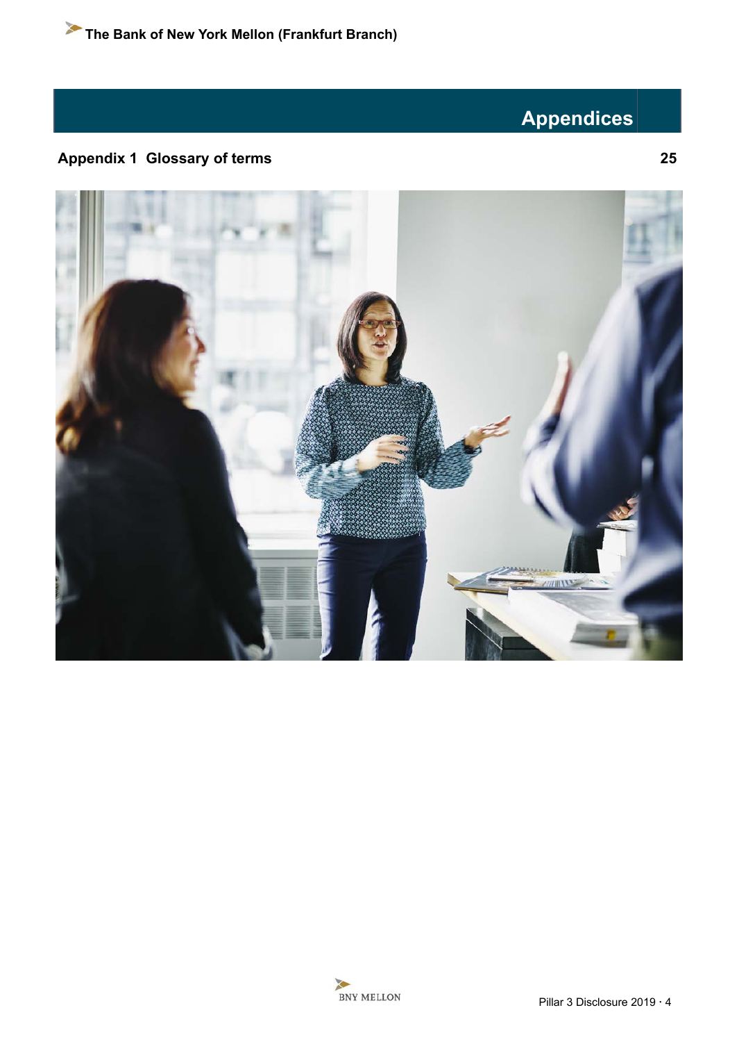# Appendices

| | |
|---|---|
| **Appendix 1 Glossary of terms** | **25** |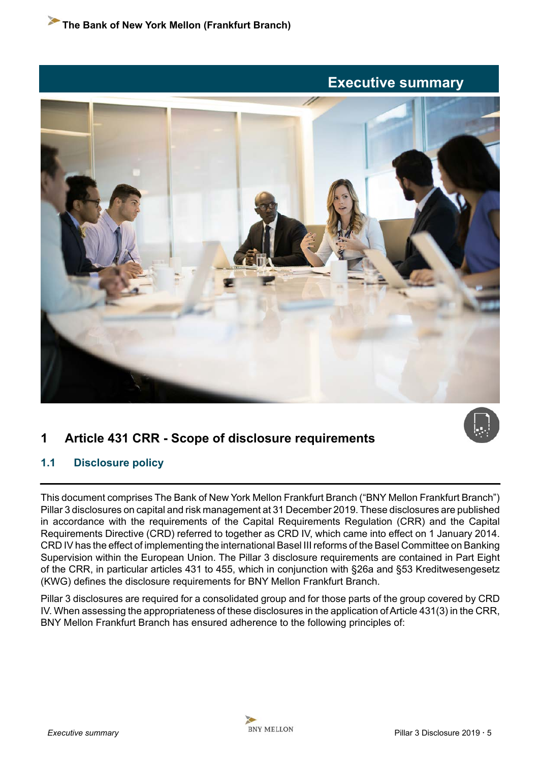# Executive summary

## 1 Article 431 CRR - Scope of disclosure requirements

### 1.1 Disclosure policy

This document comprises The Bank of New York Mellon Frankfurt Branch ("BNY Mellon Frankfurt Branch") Pillar 3 disclosures on capital and risk management at 31 December 2019. These disclosures are published in accordance with the requirements of the Capital Requirements Regulation (CRR) and the Capital Requirements Directive (CRD) referred to together as CRD IV, which came into effect on 1 January 2014. CRD IV has the effect of implementing the international Basel III reforms of the Basel Committee on Banking Supervision within the European Union. The Pillar 3 disclosure requirements are contained in Part Eight of the CRR, in particular articles 431 to 455, which in conjunction with §26a and §53 Kreditwesengesetz (KWG) defines the disclosure requirements for BNY Mellon Frankfurt Branch.

Pillar 3 disclosures are required for a consolidated group and for those parts of the group covered by CRD IV. When assessing the appropriateness of these disclosures in the application of Article 431(3) in the CRR, BNY Mellon Frankfurt Branch has ensured adherence to the following principles of: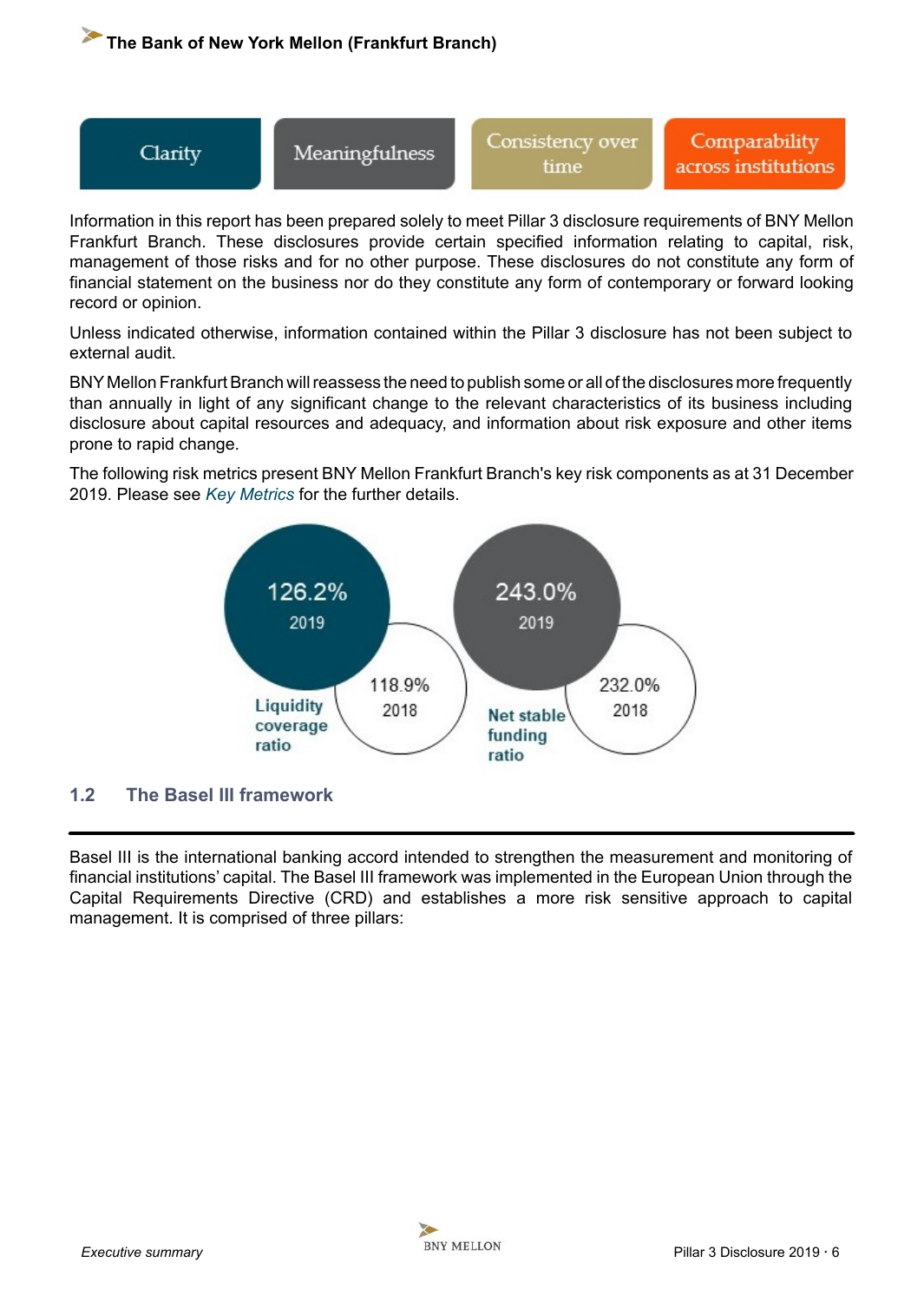Clarity | Meaningfulness | Consistency over time | Comparability across institutions

Information in this report has been prepared solely to meet Pillar 3 disclosure requirements of BNY Mellon Frankfurt Branch. These disclosures provide certain specified information relating to capital, risk, management of those risks and for no other purpose. These disclosures do not constitute any form of financial statement on the business nor do they constitute any form of contemporary or forward looking record or opinion.

Unless indicated otherwise, information contained within the Pillar 3 disclosure has not been subject to external audit.

BNY Mellon Frankfurt Branch will reassess the need to publish some or all of the disclosures more frequently than annually in light of any significant change to the relevant characteristics of its business including disclosure about capital resources and adequacy, and information about risk exposure and other items prone to rapid change.

The following risk metrics present BNY Mellon Frankfurt Branch's key risk components as at 31 December 2019. Please see *Key Metrics* for the further details.

| | 2019 | 2018 |
|---|---|---|
| Liquidity coverage ratio | 126.2% | 118.9% |
| Net stable funding ratio | 243.0% | 232.0% |

## 1.2 The Basel III framework

Basel III is the international banking accord intended to strengthen the measurement and monitoring of financial institutions' capital. The Basel III framework was implemented in the European Union through the Capital Requirements Directive (CRD) and establishes a more risk sensitive approach to capital management. It is comprised of three pillars: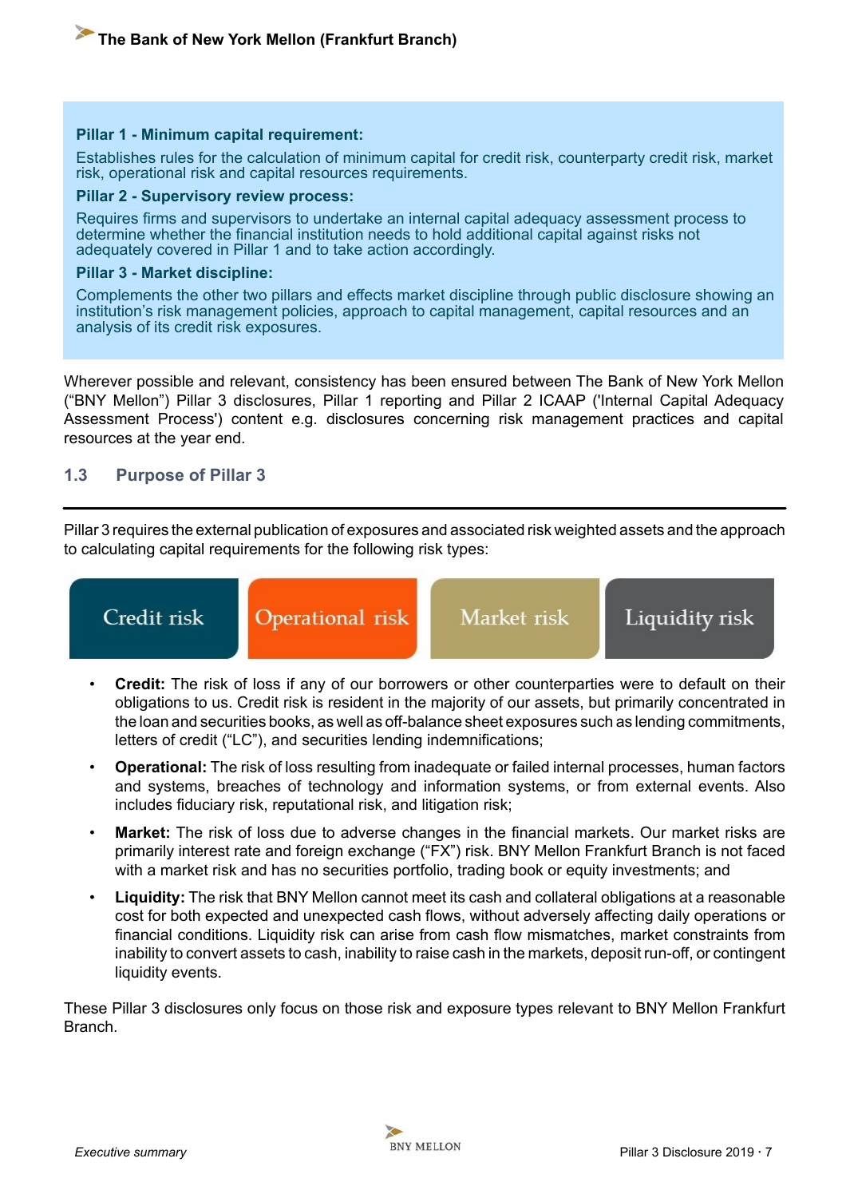**Pillar 1 - Minimum capital requirement:**

Establishes rules for the calculation of minimum capital for credit risk, counterparty credit risk, market risk, operational risk and capital resources requirements.

**Pillar 2 - Supervisory review process:**

Requires firms and supervisors to undertake an internal capital adequacy assessment process to determine whether the financial institution needs to hold additional capital against risks not adequately covered in Pillar 1 and to take action accordingly.

**Pillar 3 - Market discipline:**

Complements the other two pillars and effects market discipline through public disclosure showing an institution's risk management policies, approach to capital management, capital resources and an analysis of its credit risk exposures.

Wherever possible and relevant, consistency has been ensured between The Bank of New York Mellon ("BNY Mellon") Pillar 3 disclosures, Pillar 1 reporting and Pillar 2 ICAAP ('Internal Capital Adequacy Assessment Process') content e.g. disclosures concerning risk management practices and capital resources at the year end.

## 1.3 Purpose of Pillar 3

Pillar 3 requires the external publication of exposures and associated risk weighted assets and the approach to calculating capital requirements for the following risk types:

Credit risk | Operational risk | Market risk | Liquidity risk

- **Credit:** The risk of loss if any of our borrowers or other counterparties were to default on their obligations to us. Credit risk is resident in the majority of our assets, but primarily concentrated in the loan and securities books, as well as off-balance sheet exposures such as lending commitments, letters of credit ("LC"), and securities lending indemnifications;
- **Operational:** The risk of loss resulting from inadequate or failed internal processes, human factors and systems, breaches of technology and information systems, or from external events. Also includes fiduciary risk, reputational risk, and litigation risk;
- **Market:** The risk of loss due to adverse changes in the financial markets. Our market risks are primarily interest rate and foreign exchange ("FX") risk. BNY Mellon Frankfurt Branch is not faced with a market risk and has no securities portfolio, trading book or equity investments; and
- **Liquidity:** The risk that BNY Mellon cannot meet its cash and collateral obligations at a reasonable cost for both expected and unexpected cash flows, without adversely affecting daily operations or financial conditions. Liquidity risk can arise from cash flow mismatches, market constraints from inability to convert assets to cash, inability to raise cash in the markets, deposit run-off, or contingent liquidity events.

These Pillar 3 disclosures only focus on those risk and exposure types relevant to BNY Mellon Frankfurt Branch.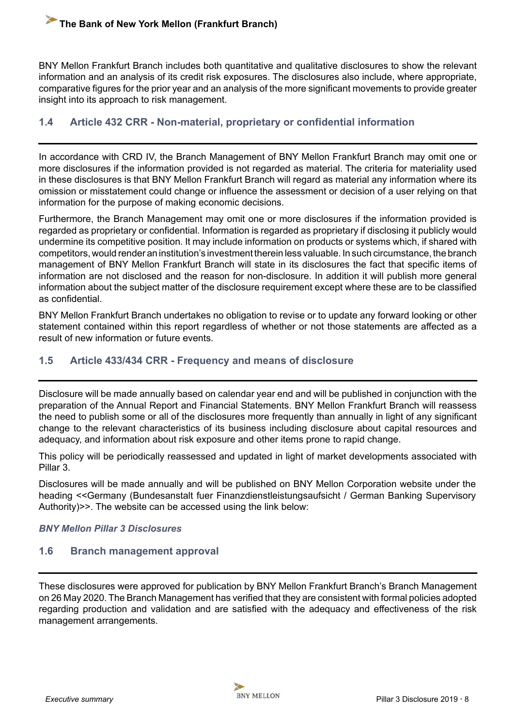BNY Mellon Frankfurt Branch includes both quantitative and qualitative disclosures to show the relevant information and an analysis of its credit risk exposures. The disclosures also include, where appropriate, comparative figures for the prior year and an analysis of the more significant movements to provide greater insight into its approach to risk management.

### 1.4 Article 432 CRR - Non-material, proprietary or confidential information

In accordance with CRD IV, the Branch Management of BNY Mellon Frankfurt Branch may omit one or more disclosures if the information provided is not regarded as material. The criteria for materiality used in these disclosures is that BNY Mellon Frankfurt Branch will regard as material any information where its omission or misstatement could change or influence the assessment or decision of a user relying on that information for the purpose of making economic decisions.

Furthermore, the Branch Management may omit one or more disclosures if the information provided is regarded as proprietary or confidential. Information is regarded as proprietary if disclosing it publicly would undermine its competitive position. It may include information on products or systems which, if shared with competitors, would render an institution's investment therein less valuable. In such circumstance, the branch management of BNY Mellon Frankfurt Branch will state in its disclosures the fact that specific items of information are not disclosed and the reason for non-disclosure. In addition it will publish more general information about the subject matter of the disclosure requirement except where these are to be classified as confidential.

BNY Mellon Frankfurt Branch undertakes no obligation to revise or to update any forward looking or other statement contained within this report regardless of whether or not those statements are affected as a result of new information or future events.

### 1.5 Article 433/434 CRR - Frequency and means of disclosure

Disclosure will be made annually based on calendar year end and will be published in conjunction with the preparation of the Annual Report and Financial Statements. BNY Mellon Frankfurt Branch will reassess the need to publish some or all of the disclosures more frequently than annually in light of any significant change to the relevant characteristics of its business including disclosure about capital resources and adequacy, and information about risk exposure and other items prone to rapid change.

This policy will be periodically reassessed and updated in light of market developments associated with Pillar 3.

Disclosures will be made annually and will be published on BNY Mellon Corporation website under the heading <<Germany (Bundesanstalt fuer Finanzdienstleistungsaufsicht / German Banking Supervisory Authority)>>. The website can be accessed using the link below:

***BNY Mellon Pillar 3 Disclosures***

### 1.6 Branch management approval

These disclosures were approved for publication by BNY Mellon Frankfurt Branch's Branch Management on 26 May 2020. The Branch Management has verified that they are consistent with formal policies adopted regarding production and validation and are satisfied with the adequacy and effectiveness of the risk management arrangements.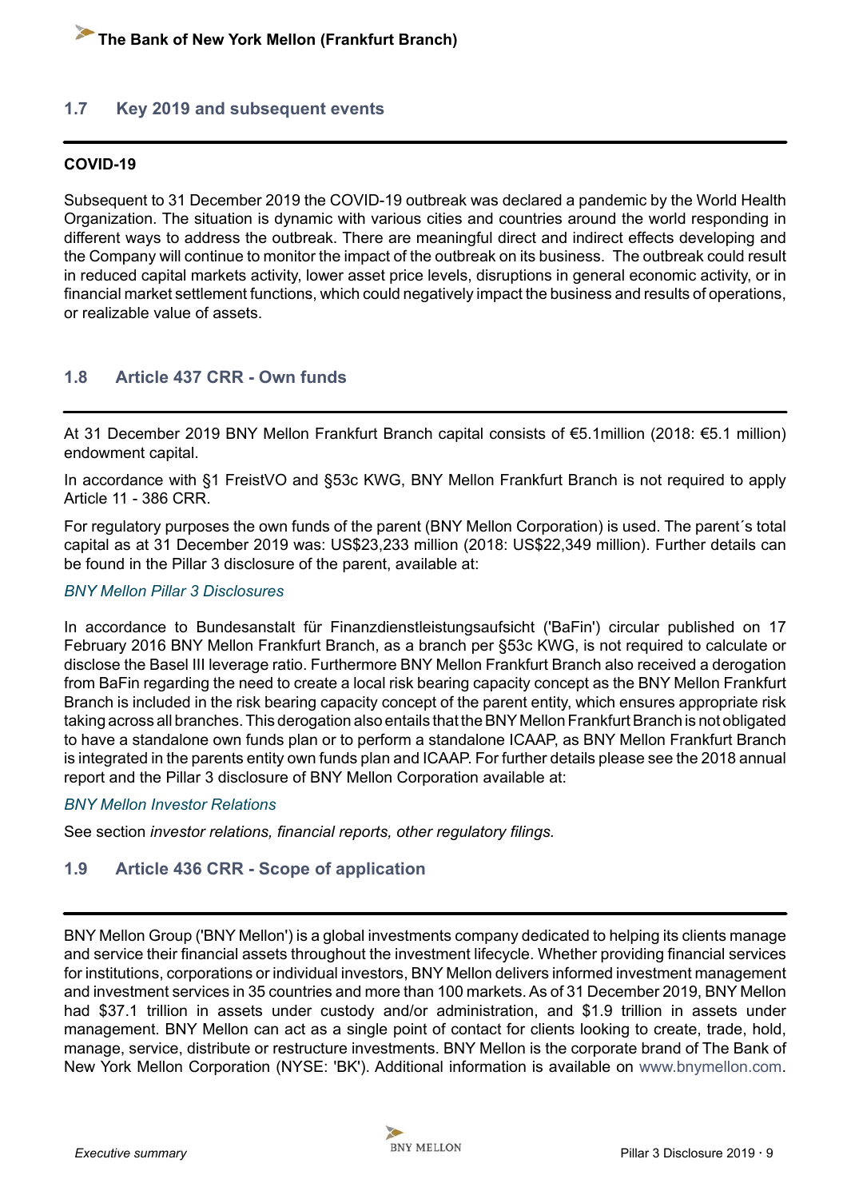## 1.7 Key 2019 and subsequent events

**COVID-19**

Subsequent to 31 December 2019 the COVID-19 outbreak was declared a pandemic by the World Health Organization. The situation is dynamic with various cities and countries around the world responding in different ways to address the outbreak. There are meaningful direct and indirect effects developing and the Company will continue to monitor the impact of the outbreak on its business. The outbreak could result in reduced capital markets activity, lower asset price levels, disruptions in general economic activity, or in financial market settlement functions, which could negatively impact the business and results of operations, or realizable value of assets.

## 1.8 Article 437 CRR - Own funds

At 31 December 2019 BNY Mellon Frankfurt Branch capital consists of €5.1million (2018: €5.1 million) endowment capital.

In accordance with §1 FreistVO and §53c KWG, BNY Mellon Frankfurt Branch is not required to apply Article 11 - 386 CRR.

For regulatory purposes the own funds of the parent (BNY Mellon Corporation) is used. The parent´s total capital as at 31 December 2019 was: US$23,233 million (2018: US$22,349 million). Further details can be found in the Pillar 3 disclosure of the parent, available at:

*BNY Mellon Pillar 3 Disclosures*

In accordance to Bundesanstalt für Finanzdienstleistungsaufsicht ('BaFin') circular published on 17 February 2016 BNY Mellon Frankfurt Branch, as a branch per §53c KWG, is not required to calculate or disclose the Basel III leverage ratio. Furthermore BNY Mellon Frankfurt Branch also received a derogation from BaFin regarding the need to create a local risk bearing capacity concept as the BNY Mellon Frankfurt Branch is included in the risk bearing capacity concept of the parent entity, which ensures appropriate risk taking across all branches. This derogation also entails that the BNY Mellon Frankfurt Branch is not obligated to have a standalone own funds plan or to perform a standalone ICAAP, as BNY Mellon Frankfurt Branch is integrated in the parents entity own funds plan and ICAAP. For further details please see the 2018 annual report and the Pillar 3 disclosure of BNY Mellon Corporation available at:

*BNY Mellon Investor Relations*

See section *investor relations, financial reports, other regulatory filings.*

## 1.9 Article 436 CRR - Scope of application

BNY Mellon Group ('BNY Mellon') is a global investments company dedicated to helping its clients manage and service their financial assets throughout the investment lifecycle. Whether providing financial services for institutions, corporations or individual investors, BNY Mellon delivers informed investment management and investment services in 35 countries and more than 100 markets. As of 31 December 2019, BNY Mellon had $37.1 trillion in assets under custody and/or administration, and $1.9 trillion in assets under management. BNY Mellon can act as a single point of contact for clients looking to create, trade, hold, manage, service, distribute or restructure investments. BNY Mellon is the corporate brand of The Bank of New York Mellon Corporation (NYSE: 'BK'). Additional information is available on www.bnymellon.com.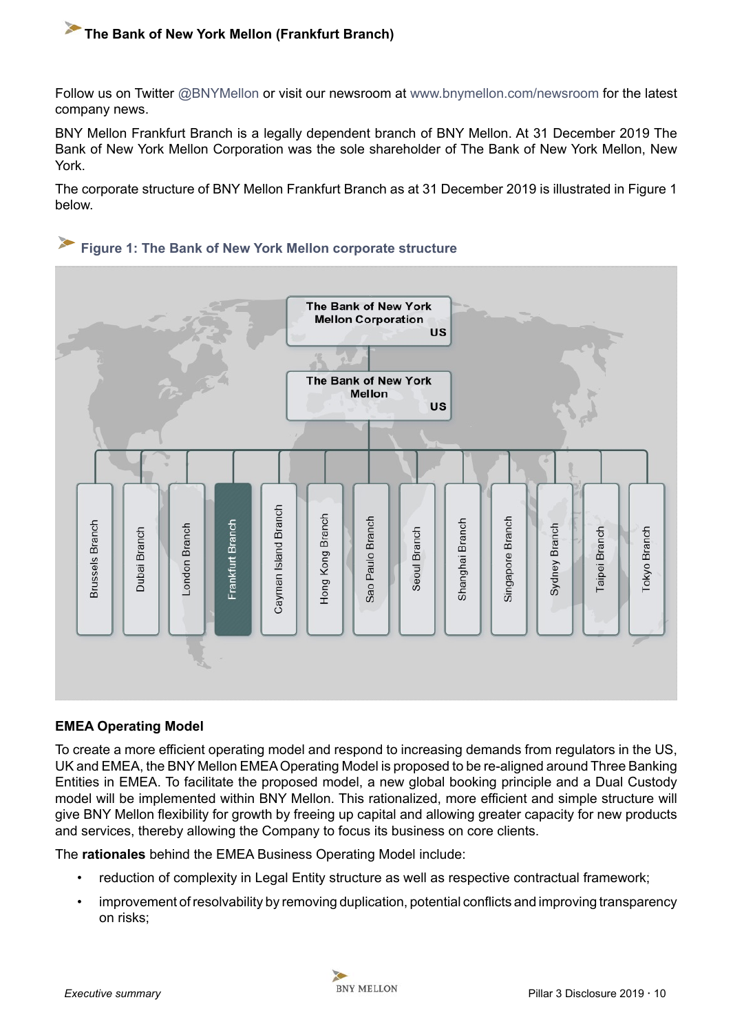## The Bank of New York Mellon (Frankfurt Branch)

Follow us on Twitter @BNYMellon or visit our newsroom at www.bnymellon.com/newsroom for the latest company news.

BNY Mellon Frankfurt Branch is a legally dependent branch of BNY Mellon. At 31 December 2019 The Bank of New York Mellon Corporation was the sole shareholder of The Bank of New York Mellon, New York.

The corporate structure of BNY Mellon Frankfurt Branch as at 31 December 2019 is illustrated in Figure 1 below.

### Figure 1: The Bank of New York Mellon corporate structure

The Bank of New York Mellon Corporation US

The Bank of New York Mellon US

Brussels Branch | Dubai Branch | London Branch | Frankfurt Branch | Cayman Island Branch | Hong Kong Branch | Sao Paulo Branch | Seoul Branch | Shanghai Branch | Singapore Branch | Sydney Branch | Taipei Branch | Tokyo Branch

**EMEA Operating Model**

To create a more efficient operating model and respond to increasing demands from regulators in the US, UK and EMEA, the BNY Mellon EMEA Operating Model is proposed to be re-aligned around Three Banking Entities in EMEA. To facilitate the proposed model, a new global booking principle and a Dual Custody model will be implemented within BNY Mellon. This rationalized, more efficient and simple structure will give BNY Mellon flexibility for growth by freeing up capital and allowing greater capacity for new products and services, thereby allowing the Company to focus its business on core clients.

The **rationales** behind the EMEA Business Operating Model include:

- reduction of complexity in Legal Entity structure as well as respective contractual framework;
- improvement of resolvability by removing duplication, potential conflicts and improving transparency on risks;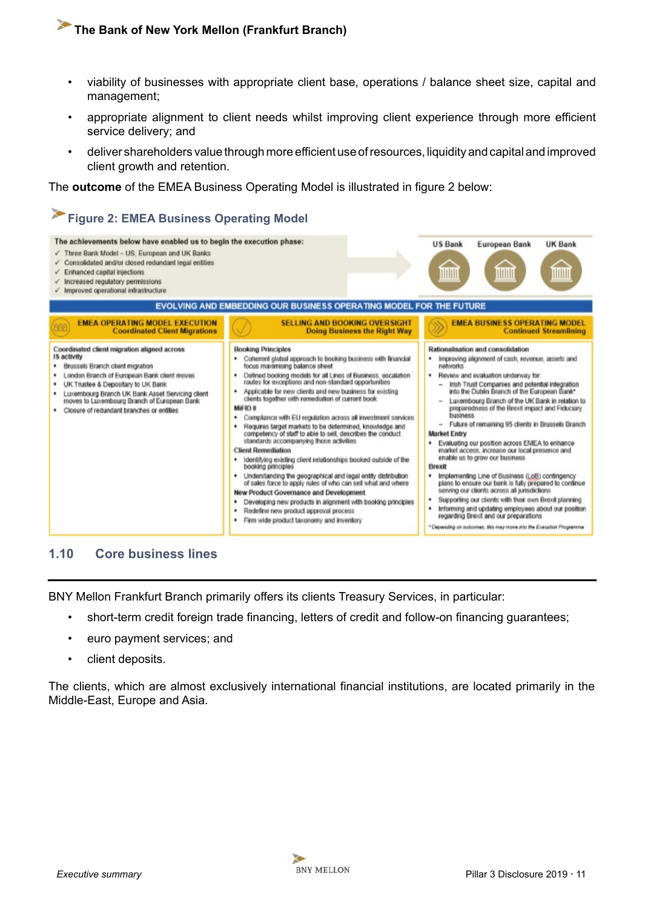- viability of businesses with appropriate client base, operations / balance sheet size, capital and management;
- appropriate alignment to client needs whilst improving client experience through more efficient service delivery; and
- deliver shareholders value through more efficient use of resources, liquidity and capital and improved client growth and retention.

The **outcome** of the EMEA Business Operating Model is illustrated in figure 2 below:

### Figure 2: EMEA Business Operating Model

**The achievements below have enabled us to begin the execution phase:**

- ✓ Three Bank Model – US, European and UK Banks
- ✓ Consolidated and/or closed redundant legal entities
- ✓ Enhanced capital injections
- ✓ Increased regulatory permissions
- ✓ Improved operational infrastructure

US Bank | European Bank | UK Bank

**EVOLVING AND EMBEDDING OUR BUSINESS OPERATING MODEL FOR THE FUTURE**

| EMEA OPERATING MODEL EXECUTION<br>Coordinated Client Migrations | SELLING AND BOOKING OVERSIGHT<br>Doing Business the Right Way | EMEA BUSINESS OPERATING MODEL<br>Continued Streamlining |
|---|---|---|
| **Coordinated client migration aligned across IS activity**<br>• Brussels Branch client migration<br>• London Branch of European Bank client moves<br>• UK Trustee & Depositary to UK Bank<br>• Luxembourg Branch UK Bank Asset Servicing client moves to Luxembourg Branch of European Bank<br>• Closure of redundant branches or entities | **Booking Principles**<br>• Coherent global approach to booking business with financial focus maximising balance sheet<br>• Defined booking models for all Lines of Business, escalation routes for exceptions and non-standard opportunities<br>• Applicable for new clients and new business for existing clients together with remediation of current book<br>**MiFID II**<br>• Compliance with EU regulation across all investment services<br>• Requires target markets to be determined, knowledge and competency of staff to able to sell, describes the conduct standards accompanying those activities<br>**Client Remediation**<br>• Identifying existing client relationships booked outside of the booking principles<br>• Understanding the geographical and legal entity distribution of sales force to apply rules of who can sell what and where<br>**New Product Governance and Development**<br>• Developing new products in alignment with booking principles<br>• Redefine new product approval process<br>• Firm wide product taxonomy and inventory | **Rationalisation and consolidation**<br>• Improving alignment of cash, revenue, assets and networks<br>• Review and evaluation underway for:<br>– Irish Trust Companies and potential integration into the Dublin Branch of the European Bank*<br>– Luxembourg Branch of the UK Bank in relation to preparedness of the Brexit impact and Fiduciary business<br>– Future of remaining 95 clients in Brussels Branch<br>**Market Entry**<br>• Evaluating our position across EMEA to enhance market access, increase our local presence and enable us to grow our business<br>**Brexit**<br>• Implementing Line of Business (LoB) contingency plans to ensure our bank is fully prepared to continue serving our clients across all jurisdictions<br>• Supporting our clients with their own Brexit planning<br>• Informing and updating employees about our position regarding Brexit and our preparations<br>*Depending on outcomes, this may move into the Execution Programme |

## 1.10 Core business lines

BNY Mellon Frankfurt Branch primarily offers its clients Treasury Services, in particular:

- short-term credit foreign trade financing, letters of credit and follow-on financing guarantees;
- euro payment services; and
- client deposits.

The clients, which are almost exclusively international financial institutions, are located primarily in the Middle-East, Europe and Asia.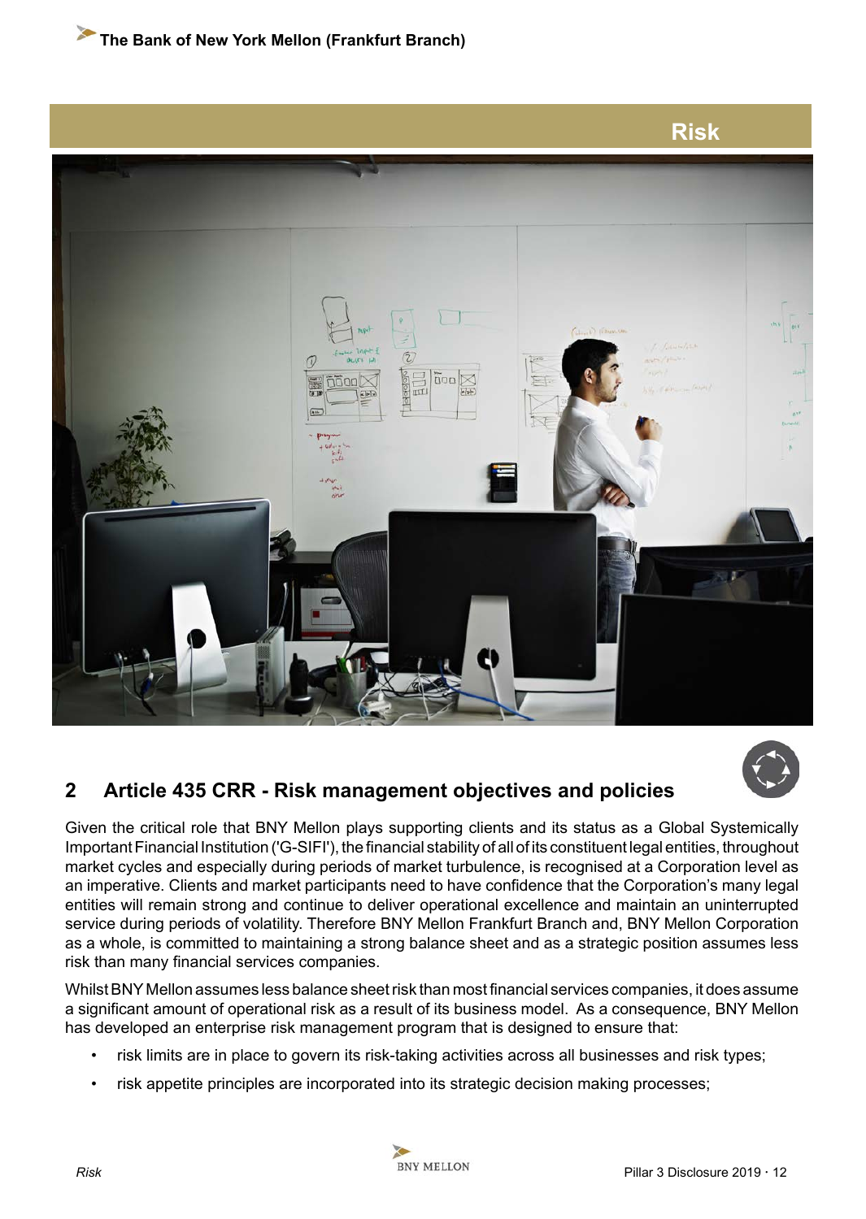# Risk

## 2 Article 435 CRR - Risk management objectives and policies

Given the critical role that BNY Mellon plays supporting clients and its status as a Global Systemically Important Financial Institution ('G-SIFI'), the financial stability of all of its constituent legal entities, throughout market cycles and especially during periods of market turbulence, is recognised at a Corporation level as an imperative. Clients and market participants need to have confidence that the Corporation's many legal entities will remain strong and continue to deliver operational excellence and maintain an uninterrupted service during periods of volatility. Therefore BNY Mellon Frankfurt Branch and, BNY Mellon Corporation as a whole, is committed to maintaining a strong balance sheet and as a strategic position assumes less risk than many financial services companies.

Whilst BNY Mellon assumes less balance sheet risk than most financial services companies, it does assume a significant amount of operational risk as a result of its business model. As a consequence, BNY Mellon has developed an enterprise risk management program that is designed to ensure that:

- risk limits are in place to govern its risk-taking activities across all businesses and risk types;
- risk appetite principles are incorporated into its strategic decision making processes;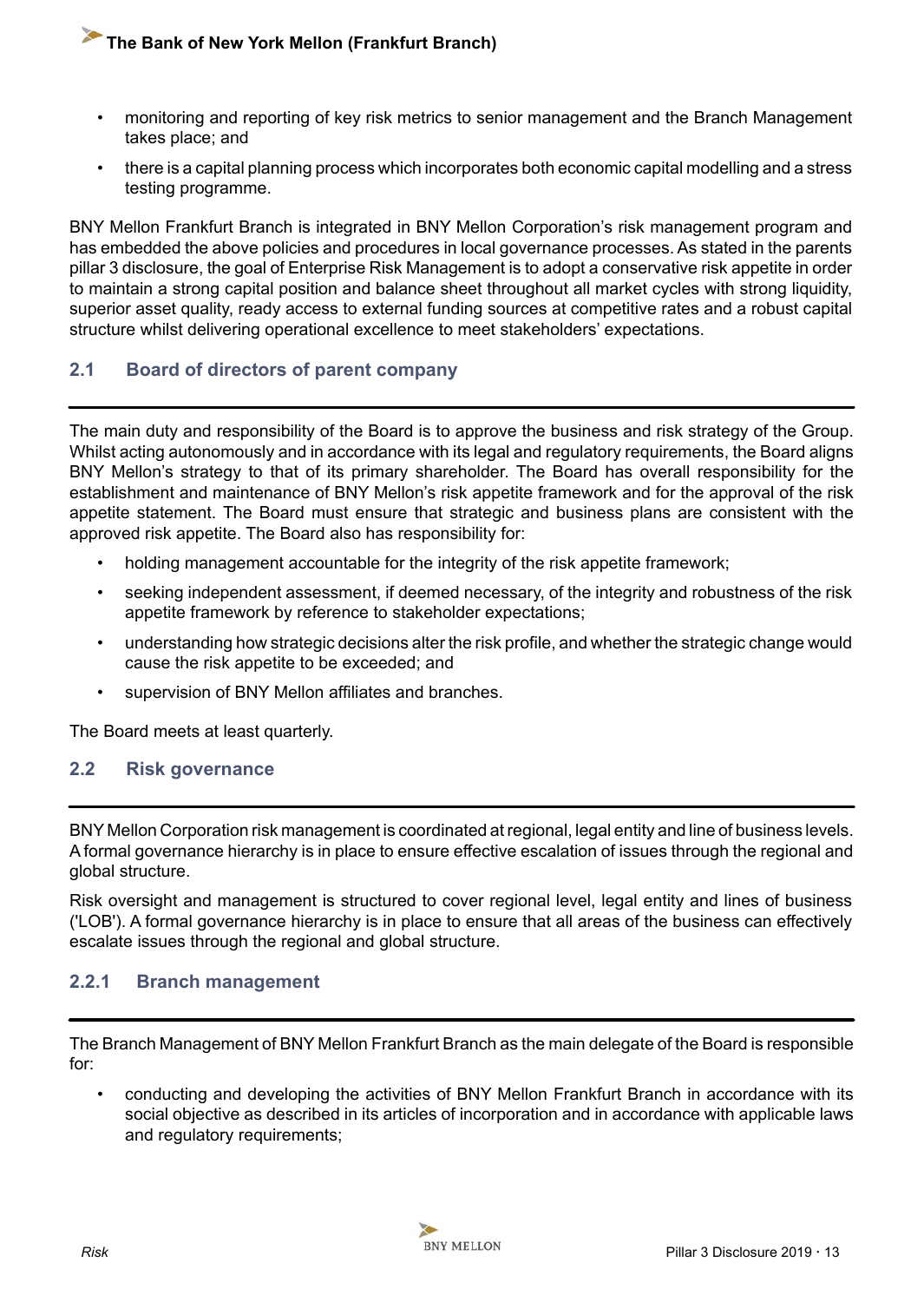- monitoring and reporting of key risk metrics to senior management and the Branch Management takes place; and
- there is a capital planning process which incorporates both economic capital modelling and a stress testing programme.

BNY Mellon Frankfurt Branch is integrated in BNY Mellon Corporation's risk management program and has embedded the above policies and procedures in local governance processes. As stated in the parents pillar 3 disclosure, the goal of Enterprise Risk Management is to adopt a conservative risk appetite in order to maintain a strong capital position and balance sheet throughout all market cycles with strong liquidity, superior asset quality, ready access to external funding sources at competitive rates and a robust capital structure whilst delivering operational excellence to meet stakeholders' expectations.

## 2.1 Board of directors of parent company

The main duty and responsibility of the Board is to approve the business and risk strategy of the Group. Whilst acting autonomously and in accordance with its legal and regulatory requirements, the Board aligns BNY Mellon's strategy to that of its primary shareholder. The Board has overall responsibility for the establishment and maintenance of BNY Mellon's risk appetite framework and for the approval of the risk appetite statement. The Board must ensure that strategic and business plans are consistent with the approved risk appetite. The Board also has responsibility for:

- holding management accountable for the integrity of the risk appetite framework;
- seeking independent assessment, if deemed necessary, of the integrity and robustness of the risk appetite framework by reference to stakeholder expectations;
- understanding how strategic decisions alter the risk profile, and whether the strategic change would cause the risk appetite to be exceeded; and
- supervision of BNY Mellon affiliates and branches.

The Board meets at least quarterly.

## 2.2 Risk governance

BNY Mellon Corporation risk management is coordinated at regional, legal entity and line of business levels. A formal governance hierarchy is in place to ensure effective escalation of issues through the regional and global structure.

Risk oversight and management is structured to cover regional level, legal entity and lines of business ('LOB'). A formal governance hierarchy is in place to ensure that all areas of the business can effectively escalate issues through the regional and global structure.

### 2.2.1 Branch management

The Branch Management of BNY Mellon Frankfurt Branch as the main delegate of the Board is responsible for:

- conducting and developing the activities of BNY Mellon Frankfurt Branch in accordance with its social objective as described in its articles of incorporation and in accordance with applicable laws and regulatory requirements;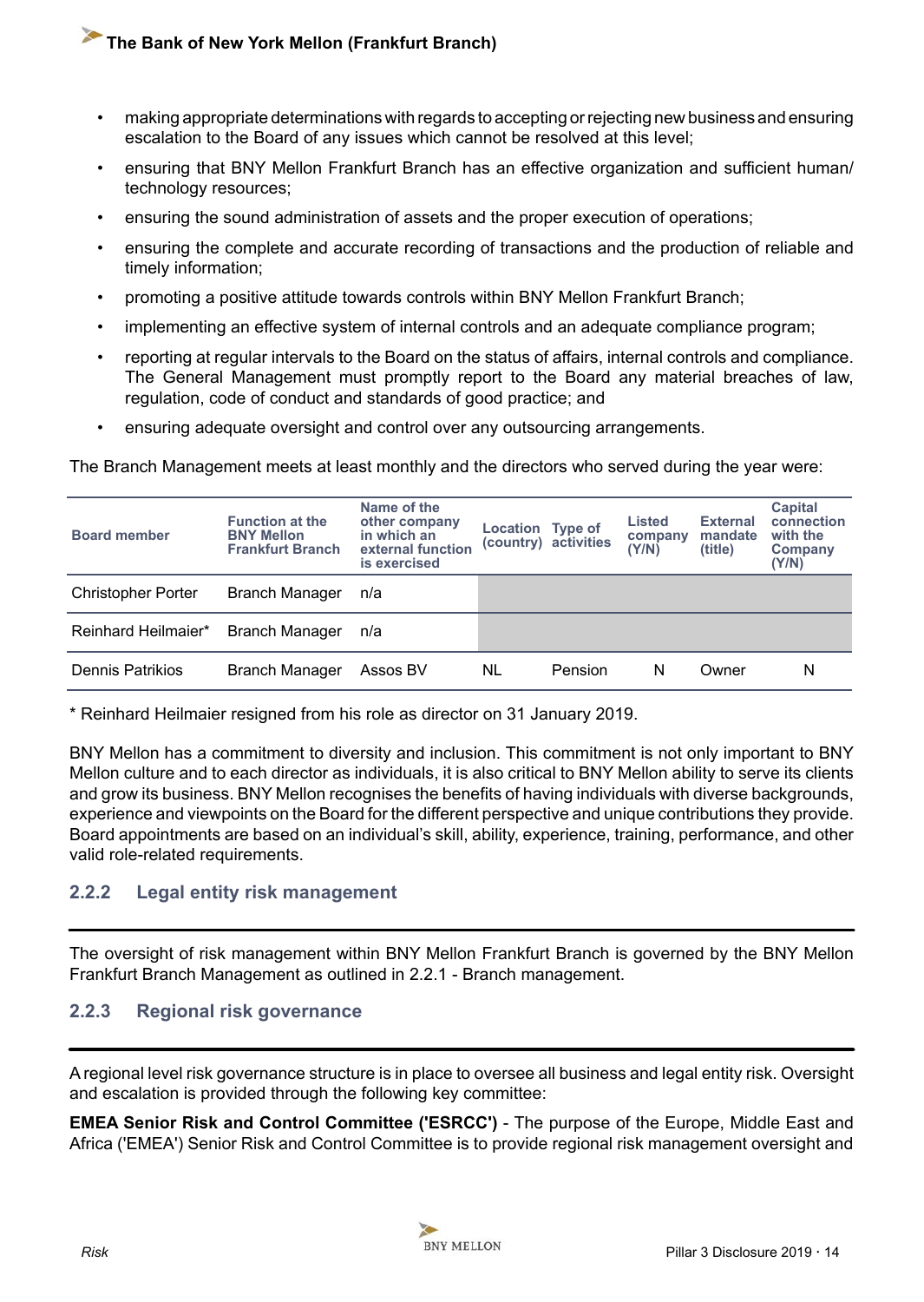- making appropriate determinations with regards to accepting or rejecting new business and ensuring escalation to the Board of any issues which cannot be resolved at this level;
- ensuring that BNY Mellon Frankfurt Branch has an effective organization and sufficient human/ technology resources;
- ensuring the sound administration of assets and the proper execution of operations;
- ensuring the complete and accurate recording of transactions and the production of reliable and timely information;
- promoting a positive attitude towards controls within BNY Mellon Frankfurt Branch;
- implementing an effective system of internal controls and an adequate compliance program;
- reporting at regular intervals to the Board on the status of affairs, internal controls and compliance. The General Management must promptly report to the Board any material breaches of law, regulation, code of conduct and standards of good practice; and
- ensuring adequate oversight and control over any outsourcing arrangements.

The Branch Management meets at least monthly and the directors who served during the year were:

| Board member | Function at the BNY Mellon Frankfurt Branch | Name of the other company in which an external function is exercised | Location (country) | Type of activities | Listed company (Y/N) | External mandate (title) | Capital connection with the Company (Y/N) |
|---|---|---|---|---|---|---|---|
| Christopher Porter | Branch Manager | n/a | | | | | |
| Reinhard Heilmaier* | Branch Manager | n/a | | | | | |
| Dennis Patrikios | Branch Manager | Assos BV | NL | Pension | N | Owner | N |

* Reinhard Heilmaier resigned from his role as director on 31 January 2019.

BNY Mellon has a commitment to diversity and inclusion. This commitment is not only important to BNY Mellon culture and to each director as individuals, it is also critical to BNY Mellon ability to serve its clients and grow its business. BNY Mellon recognises the benefits of having individuals with diverse backgrounds, experience and viewpoints on the Board for the different perspective and unique contributions they provide. Board appointments are based on an individual's skill, ability, experience, training, performance, and other valid role-related requirements.

### 2.2.2 Legal entity risk management

The oversight of risk management within BNY Mellon Frankfurt Branch is governed by the BNY Mellon Frankfurt Branch Management as outlined in 2.2.1 - Branch management.

### 2.2.3 Regional risk governance

A regional level risk governance structure is in place to oversee all business and legal entity risk. Oversight and escalation is provided through the following key committee:

**EMEA Senior Risk and Control Committee ('ESRCC')** - The purpose of the Europe, Middle East and Africa ('EMEA') Senior Risk and Control Committee is to provide regional risk management oversight and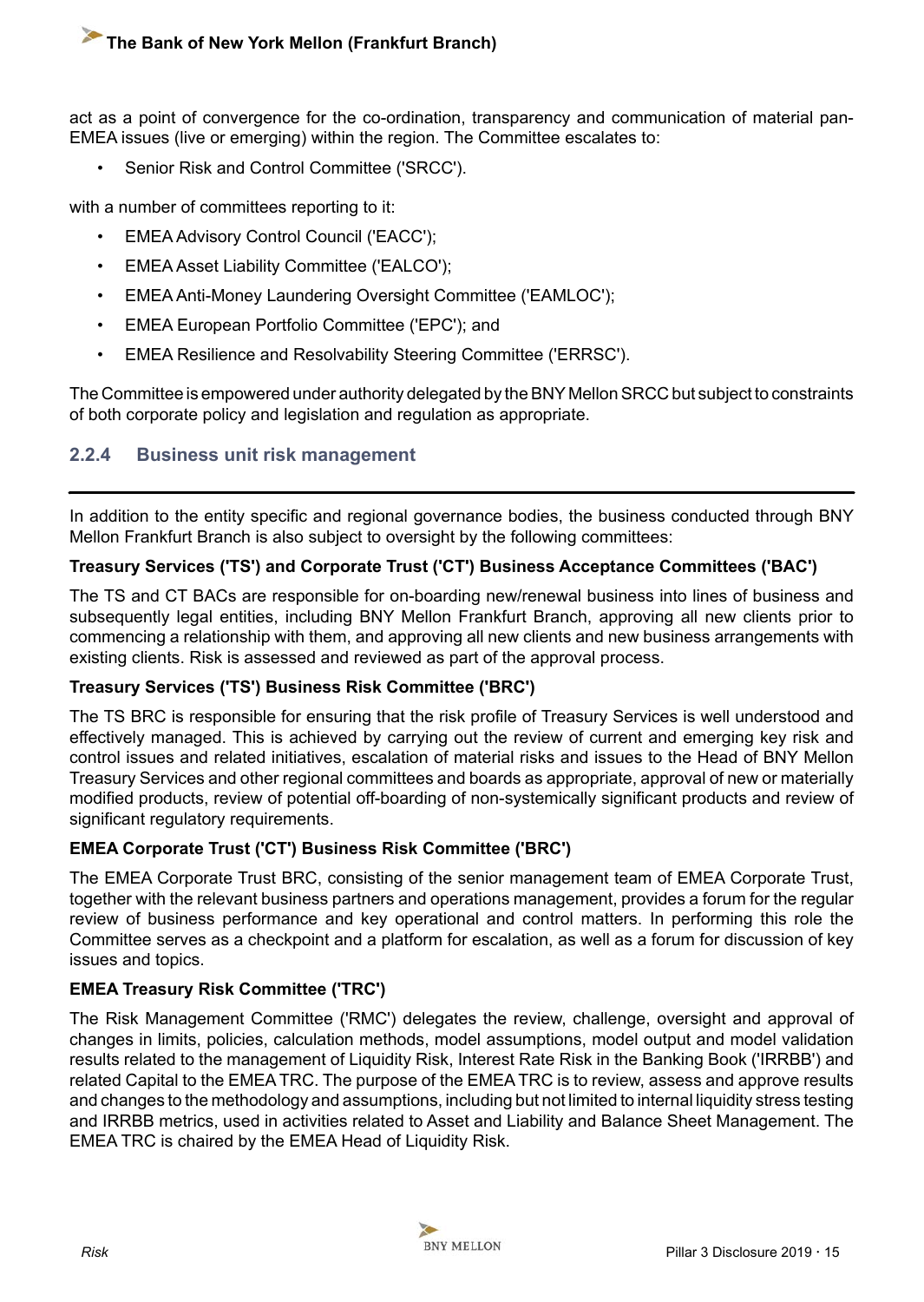act as a point of convergence for the co-ordination, transparency and communication of material pan-EMEA issues (live or emerging) within the region. The Committee escalates to:

- Senior Risk and Control Committee ('SRCC').

with a number of committees reporting to it:

- EMEA Advisory Control Council ('EACC');
- EMEA Asset Liability Committee ('EALCO');
- EMEA Anti-Money Laundering Oversight Committee ('EAMLOC');
- EMEA European Portfolio Committee ('EPC'); and
- EMEA Resilience and Resolvability Steering Committee ('ERRSC').

The Committee is empowered under authority delegated by the BNY Mellon SRCC but subject to constraints of both corporate policy and legislation and regulation as appropriate.

### 2.2.4 Business unit risk management

In addition to the entity specific and regional governance bodies, the business conducted through BNY Mellon Frankfurt Branch is also subject to oversight by the following committees:

**Treasury Services ('TS') and Corporate Trust ('CT') Business Acceptance Committees ('BAC')**

The TS and CT BACs are responsible for on-boarding new/renewal business into lines of business and subsequently legal entities, including BNY Mellon Frankfurt Branch, approving all new clients prior to commencing a relationship with them, and approving all new clients and new business arrangements with existing clients. Risk is assessed and reviewed as part of the approval process.

**Treasury Services ('TS') Business Risk Committee ('BRC')**

The TS BRC is responsible for ensuring that the risk profile of Treasury Services is well understood and effectively managed. This is achieved by carrying out the review of current and emerging key risk and control issues and related initiatives, escalation of material risks and issues to the Head of BNY Mellon Treasury Services and other regional committees and boards as appropriate, approval of new or materially modified products, review of potential off-boarding of non-systemically significant products and review of significant regulatory requirements.

**EMEA Corporate Trust ('CT') Business Risk Committee ('BRC')**

The EMEA Corporate Trust BRC, consisting of the senior management team of EMEA Corporate Trust, together with the relevant business partners and operations management, provides a forum for the regular review of business performance and key operational and control matters. In performing this role the Committee serves as a checkpoint and a platform for escalation, as well as a forum for discussion of key issues and topics.

**EMEA Treasury Risk Committee ('TRC')**

The Risk Management Committee ('RMC') delegates the review, challenge, oversight and approval of changes in limits, policies, calculation methods, model assumptions, model output and model validation results related to the management of Liquidity Risk, Interest Rate Risk in the Banking Book ('IRRBB') and related Capital to the EMEA TRC. The purpose of the EMEA TRC is to review, assess and approve results and changes to the methodology and assumptions, including but not limited to internal liquidity stress testing and IRRBB metrics, used in activities related to Asset and Liability and Balance Sheet Management. The EMEA TRC is chaired by the EMEA Head of Liquidity Risk.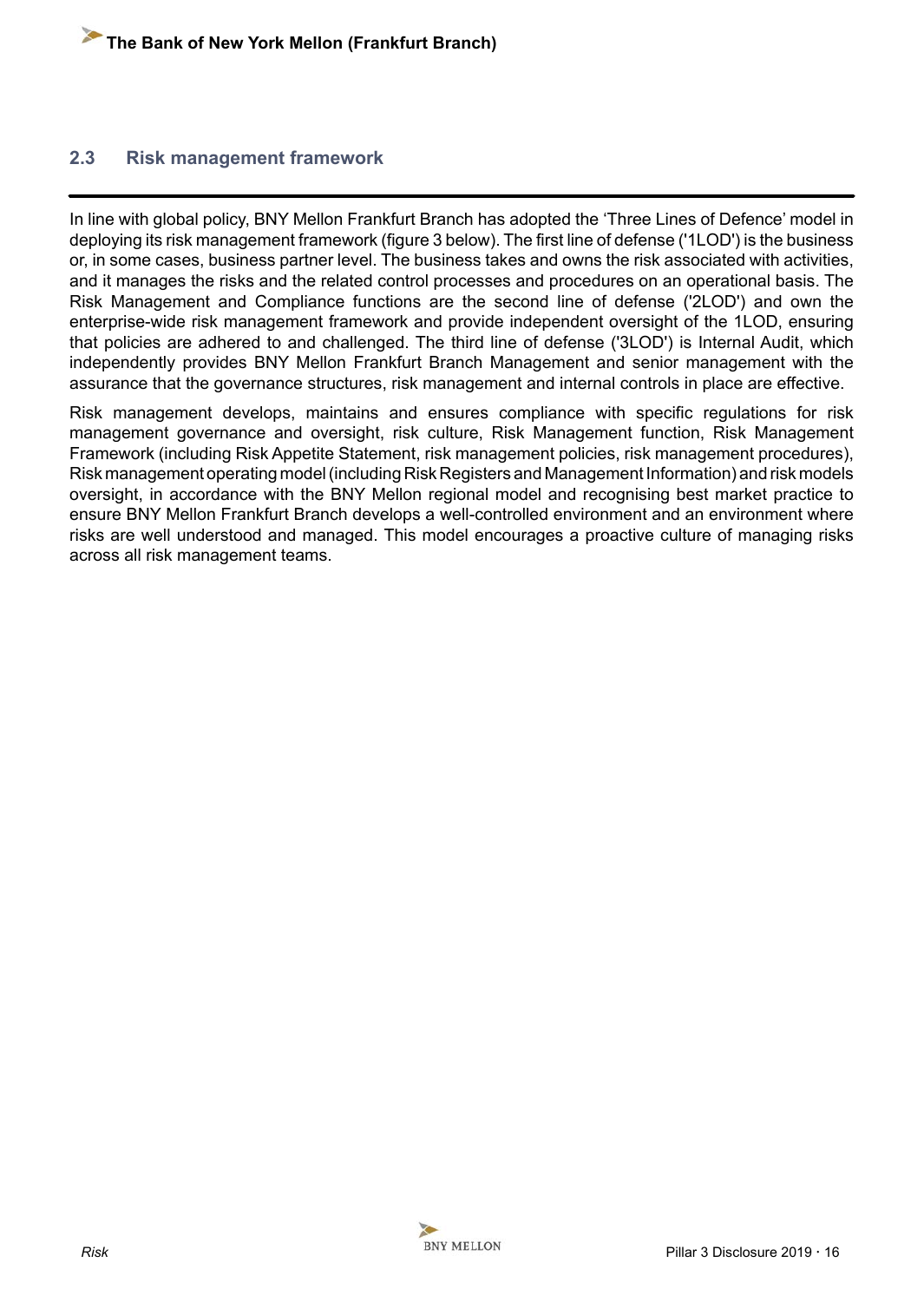## 2.3 Risk management framework

In line with global policy, BNY Mellon Frankfurt Branch has adopted the 'Three Lines of Defence' model in deploying its risk management framework (figure 3 below). The first line of defense ('1LOD') is the business or, in some cases, business partner level. The business takes and owns the risk associated with activities, and it manages the risks and the related control processes and procedures on an operational basis. The Risk Management and Compliance functions are the second line of defense ('2LOD') and own the enterprise-wide risk management framework and provide independent oversight of the 1LOD, ensuring that policies are adhered to and challenged. The third line of defense ('3LOD') is Internal Audit, which independently provides BNY Mellon Frankfurt Branch Management and senior management with the assurance that the governance structures, risk management and internal controls in place are effective.

Risk management develops, maintains and ensures compliance with specific regulations for risk management governance and oversight, risk culture, Risk Management function, Risk Management Framework (including Risk Appetite Statement, risk management policies, risk management procedures), Risk management operating model (including Risk Registers and Management Information) and risk models oversight, in accordance with the BNY Mellon regional model and recognising best market practice to ensure BNY Mellon Frankfurt Branch develops a well-controlled environment and an environment where risks are well understood and managed. This model encourages a proactive culture of managing risks across all risk management teams.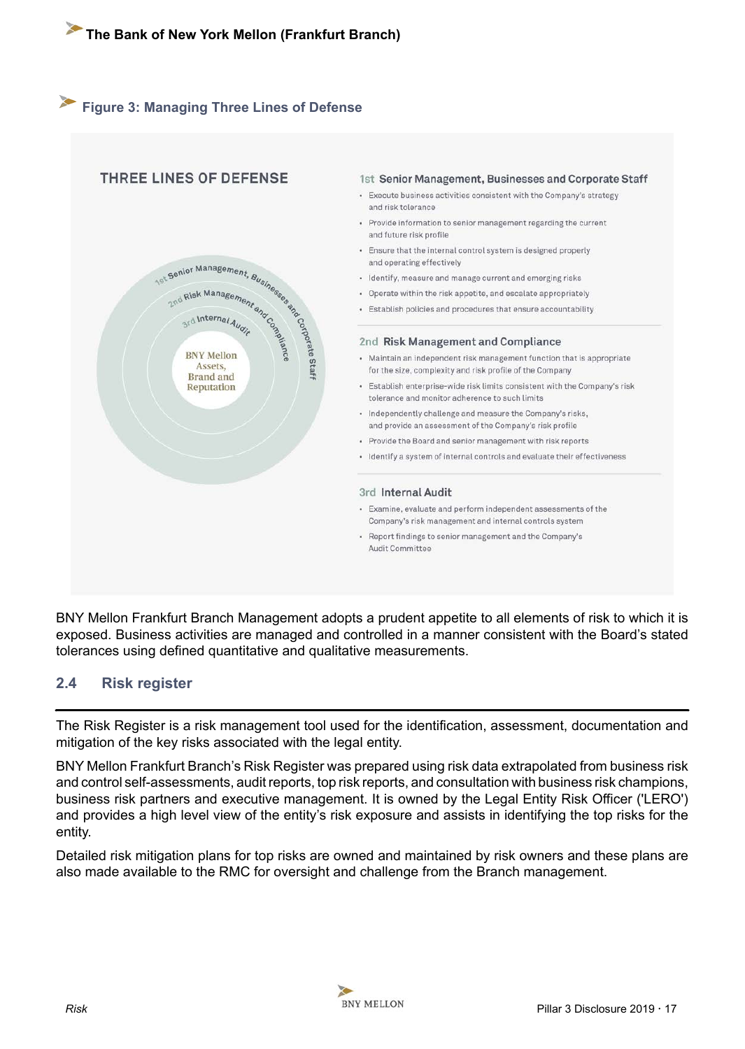### Figure 3: Managing Three Lines of Defense

**THREE LINES OF DEFENSE**

1st Senior Management, Businesses and Corporate Staff
2nd Risk Management and Compliance
3rd Internal Audit

BNY Mellon Assets, Brand and Reputation

**1st Senior Management, Businesses and Corporate Staff**

- Execute business activities consistent with the Company's strategy and risk tolerance
- Provide information to senior management regarding the current and future risk profile
- Ensure that the internal control system is designed properly and operating effectively
- Identify, measure and manage current and emerging risks
- Operate within the risk appetite, and escalate appropriately
- Establish policies and procedures that ensure accountability

**2nd Risk Management and Compliance**

- Maintain an independent risk management function that is appropriate for the size, complexity and risk profile of the Company
- Establish enterprise-wide risk limits consistent with the Company's risk tolerance and monitor adherence to such limits
- Independently challenge and measure the Company's risks, and provide an assessment of the Company's risk profile
- Provide the Board and senior management with risk reports
- Identify a system of internal controls and evaluate their effectiveness

**3rd Internal Audit**

- Examine, evaluate and perform independent assessments of the Company's risk management and internal controls system
- Report findings to senior management and the Company's Audit Committee

BNY Mellon Frankfurt Branch Management adopts a prudent appetite to all elements of risk to which it is exposed. Business activities are managed and controlled in a manner consistent with the Board's stated tolerances using defined quantitative and qualitative measurements.

## 2.4 Risk register

The Risk Register is a risk management tool used for the identification, assessment, documentation and mitigation of the key risks associated with the legal entity.

BNY Mellon Frankfurt Branch's Risk Register was prepared using risk data extrapolated from business risk and control self-assessments, audit reports, top risk reports, and consultation with business risk champions, business risk partners and executive management. It is owned by the Legal Entity Risk Officer ('LERO') and provides a high level view of the entity's risk exposure and assists in identifying the top risks for the entity.

Detailed risk mitigation plans for top risks are owned and maintained by risk owners and these plans are also made available to the RMC for oversight and challenge from the Branch management.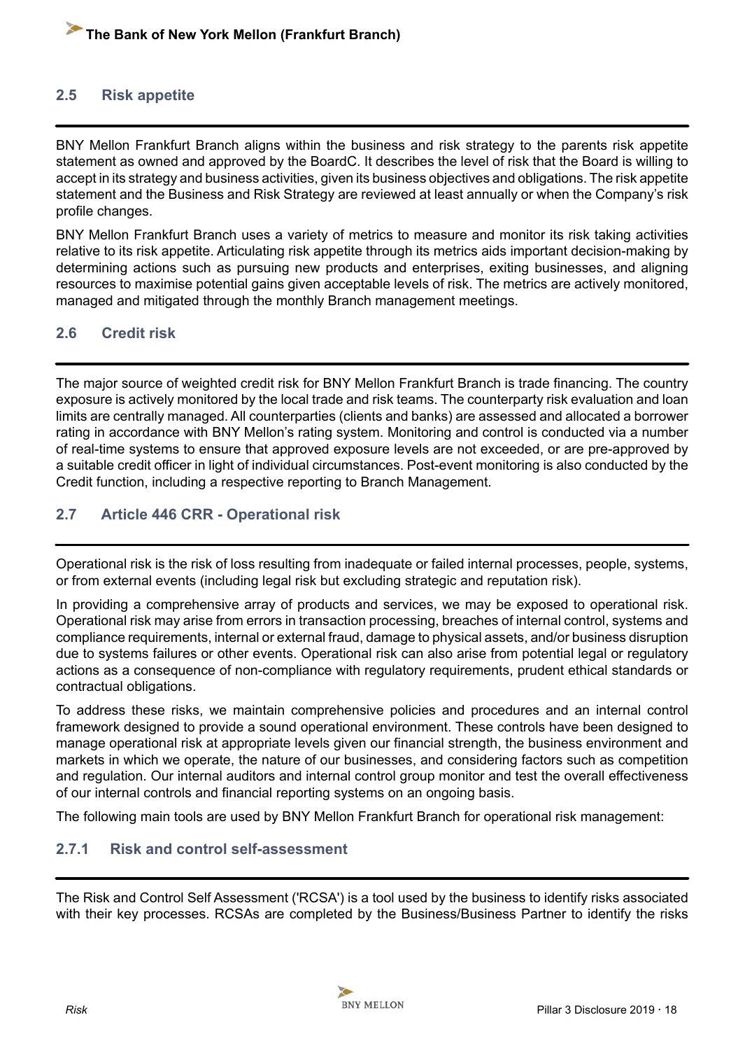## 2.5 Risk appetite

BNY Mellon Frankfurt Branch aligns within the business and risk strategy to the parents risk appetite statement as owned and approved by the BoardC. It describes the level of risk that the Board is willing to accept in its strategy and business activities, given its business objectives and obligations. The risk appetite statement and the Business and Risk Strategy are reviewed at least annually or when the Company's risk profile changes.

BNY Mellon Frankfurt Branch uses a variety of metrics to measure and monitor its risk taking activities relative to its risk appetite. Articulating risk appetite through its metrics aids important decision-making by determining actions such as pursuing new products and enterprises, exiting businesses, and aligning resources to maximise potential gains given acceptable levels of risk. The metrics are actively monitored, managed and mitigated through the monthly Branch management meetings.

## 2.6 Credit risk

The major source of weighted credit risk for BNY Mellon Frankfurt Branch is trade financing. The country exposure is actively monitored by the local trade and risk teams. The counterparty risk evaluation and loan limits are centrally managed. All counterparties (clients and banks) are assessed and allocated a borrower rating in accordance with BNY Mellon's rating system. Monitoring and control is conducted via a number of real-time systems to ensure that approved exposure levels are not exceeded, or are pre-approved by a suitable credit officer in light of individual circumstances. Post-event monitoring is also conducted by the Credit function, including a respective reporting to Branch Management.

## 2.7 Article 446 CRR - Operational risk

Operational risk is the risk of loss resulting from inadequate or failed internal processes, people, systems, or from external events (including legal risk but excluding strategic and reputation risk).

In providing a comprehensive array of products and services, we may be exposed to operational risk. Operational risk may arise from errors in transaction processing, breaches of internal control, systems and compliance requirements, internal or external fraud, damage to physical assets, and/or business disruption due to systems failures or other events. Operational risk can also arise from potential legal or regulatory actions as a consequence of non-compliance with regulatory requirements, prudent ethical standards or contractual obligations.

To address these risks, we maintain comprehensive policies and procedures and an internal control framework designed to provide a sound operational environment. These controls have been designed to manage operational risk at appropriate levels given our financial strength, the business environment and markets in which we operate, the nature of our businesses, and considering factors such as competition and regulation. Our internal auditors and internal control group monitor and test the overall effectiveness of our internal controls and financial reporting systems on an ongoing basis.

The following main tools are used by BNY Mellon Frankfurt Branch for operational risk management:

### 2.7.1 Risk and control self-assessment

The Risk and Control Self Assessment ('RCSA') is a tool used by the business to identify risks associated with their key processes. RCSAs are completed by the Business/Business Partner to identify the risks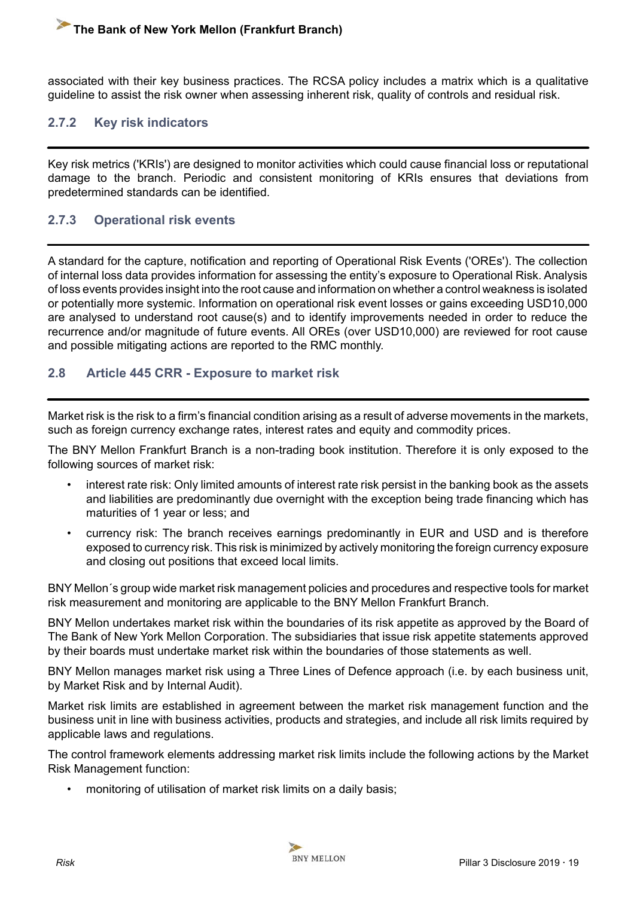associated with their key business practices. The RCSA policy includes a matrix which is a qualitative guideline to assist the risk owner when assessing inherent risk, quality of controls and residual risk.

### 2.7.2 Key risk indicators

Key risk metrics ('KRIs') are designed to monitor activities which could cause financial loss or reputational damage to the branch. Periodic and consistent monitoring of KRIs ensures that deviations from predetermined standards can be identified.

### 2.7.3 Operational risk events

A standard for the capture, notification and reporting of Operational Risk Events ('OREs'). The collection of internal loss data provides information for assessing the entity's exposure to Operational Risk. Analysis of loss events provides insight into the root cause and information on whether a control weakness is isolated or potentially more systemic. Information on operational risk event losses or gains exceeding USD10,000 are analysed to understand root cause(s) and to identify improvements needed in order to reduce the recurrence and/or magnitude of future events. All OREs (over USD10,000) are reviewed for root cause and possible mitigating actions are reported to the RMC monthly.

## 2.8 Article 445 CRR - Exposure to market risk

Market risk is the risk to a firm's financial condition arising as a result of adverse movements in the markets, such as foreign currency exchange rates, interest rates and equity and commodity prices.

The BNY Mellon Frankfurt Branch is a non-trading book institution. Therefore it is only exposed to the following sources of market risk:

- interest rate risk: Only limited amounts of interest rate risk persist in the banking book as the assets and liabilities are predominantly due overnight with the exception being trade financing which has maturities of 1 year or less; and
- currency risk: The branch receives earnings predominantly in EUR and USD and is therefore exposed to currency risk. This risk is minimized by actively monitoring the foreign currency exposure and closing out positions that exceed local limits.

BNY Mellon´s group wide market risk management policies and procedures and respective tools for market risk measurement and monitoring are applicable to the BNY Mellon Frankfurt Branch.

BNY Mellon undertakes market risk within the boundaries of its risk appetite as approved by the Board of The Bank of New York Mellon Corporation. The subsidiaries that issue risk appetite statements approved by their boards must undertake market risk within the boundaries of those statements as well.

BNY Mellon manages market risk using a Three Lines of Defence approach (i.e. by each business unit, by Market Risk and by Internal Audit).

Market risk limits are established in agreement between the market risk management function and the business unit in line with business activities, products and strategies, and include all risk limits required by applicable laws and regulations.

The control framework elements addressing market risk limits include the following actions by the Market Risk Management function:

- monitoring of utilisation of market risk limits on a daily basis;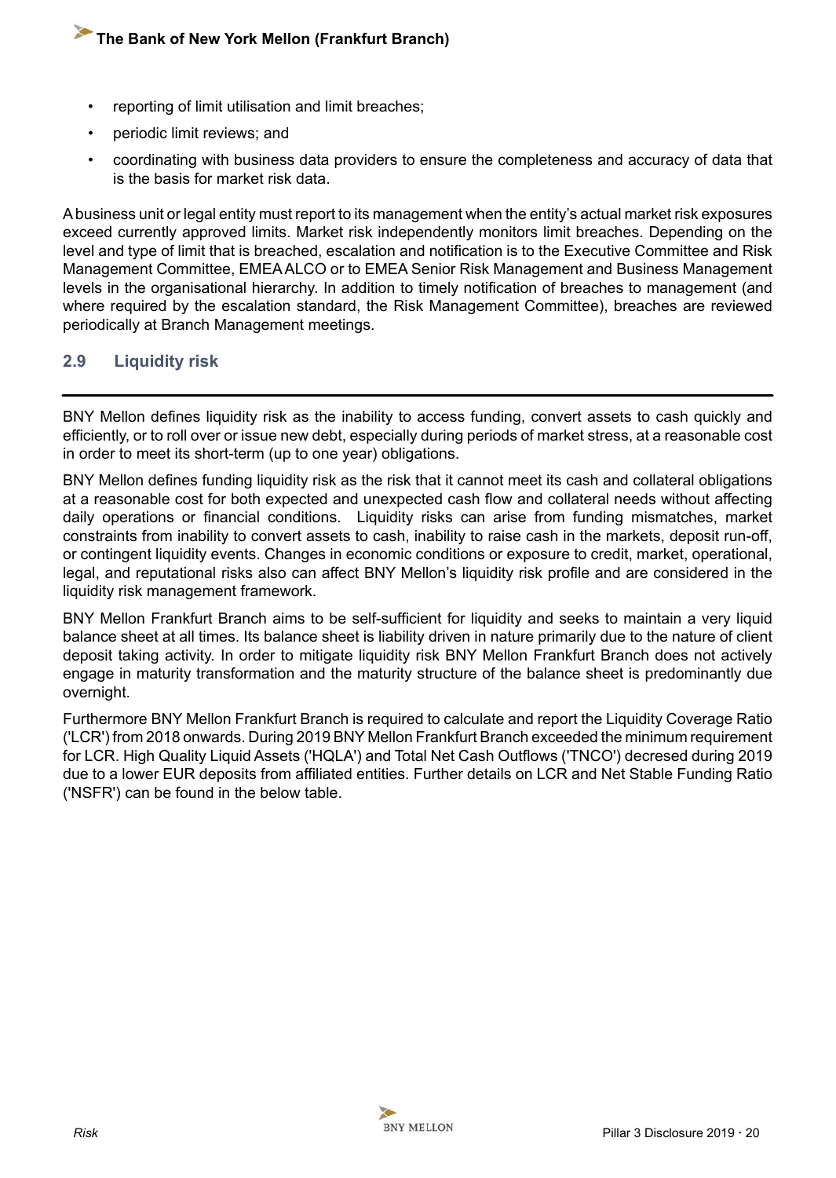- reporting of limit utilisation and limit breaches;
- periodic limit reviews; and
- coordinating with business data providers to ensure the completeness and accuracy of data that is the basis for market risk data.

A business unit or legal entity must report to its management when the entity's actual market risk exposures exceed currently approved limits. Market risk independently monitors limit breaches. Depending on the level and type of limit that is breached, escalation and notification is to the Executive Committee and Risk Management Committee, EMEA ALCO or to EMEA Senior Risk Management and Business Management levels in the organisational hierarchy. In addition to timely notification of breaches to management (and where required by the escalation standard, the Risk Management Committee), breaches are reviewed periodically at Branch Management meetings.

## 2.9 Liquidity risk

BNY Mellon defines liquidity risk as the inability to access funding, convert assets to cash quickly and efficiently, or to roll over or issue new debt, especially during periods of market stress, at a reasonable cost in order to meet its short-term (up to one year) obligations.

BNY Mellon defines funding liquidity risk as the risk that it cannot meet its cash and collateral obligations at a reasonable cost for both expected and unexpected cash flow and collateral needs without affecting daily operations or financial conditions. Liquidity risks can arise from funding mismatches, market constraints from inability to convert assets to cash, inability to raise cash in the markets, deposit run-off, or contingent liquidity events. Changes in economic conditions or exposure to credit, market, operational, legal, and reputational risks also can affect BNY Mellon's liquidity risk profile and are considered in the liquidity risk management framework.

BNY Mellon Frankfurt Branch aims to be self-sufficient for liquidity and seeks to maintain a very liquid balance sheet at all times. Its balance sheet is liability driven in nature primarily due to the nature of client deposit taking activity. In order to mitigate liquidity risk BNY Mellon Frankfurt Branch does not actively engage in maturity transformation and the maturity structure of the balance sheet is predominantly due overnight.

Furthermore BNY Mellon Frankfurt Branch is required to calculate and report the Liquidity Coverage Ratio ('LCR') from 2018 onwards. During 2019 BNY Mellon Frankfurt Branch exceeded the minimum requirement for LCR. High Quality Liquid Assets ('HQLA') and Total Net Cash Outflows ('TNCO') decresed during 2019 due to a lower EUR deposits from affiliated entities. Further details on LCR and Net Stable Funding Ratio ('NSFR') can be found in the below table.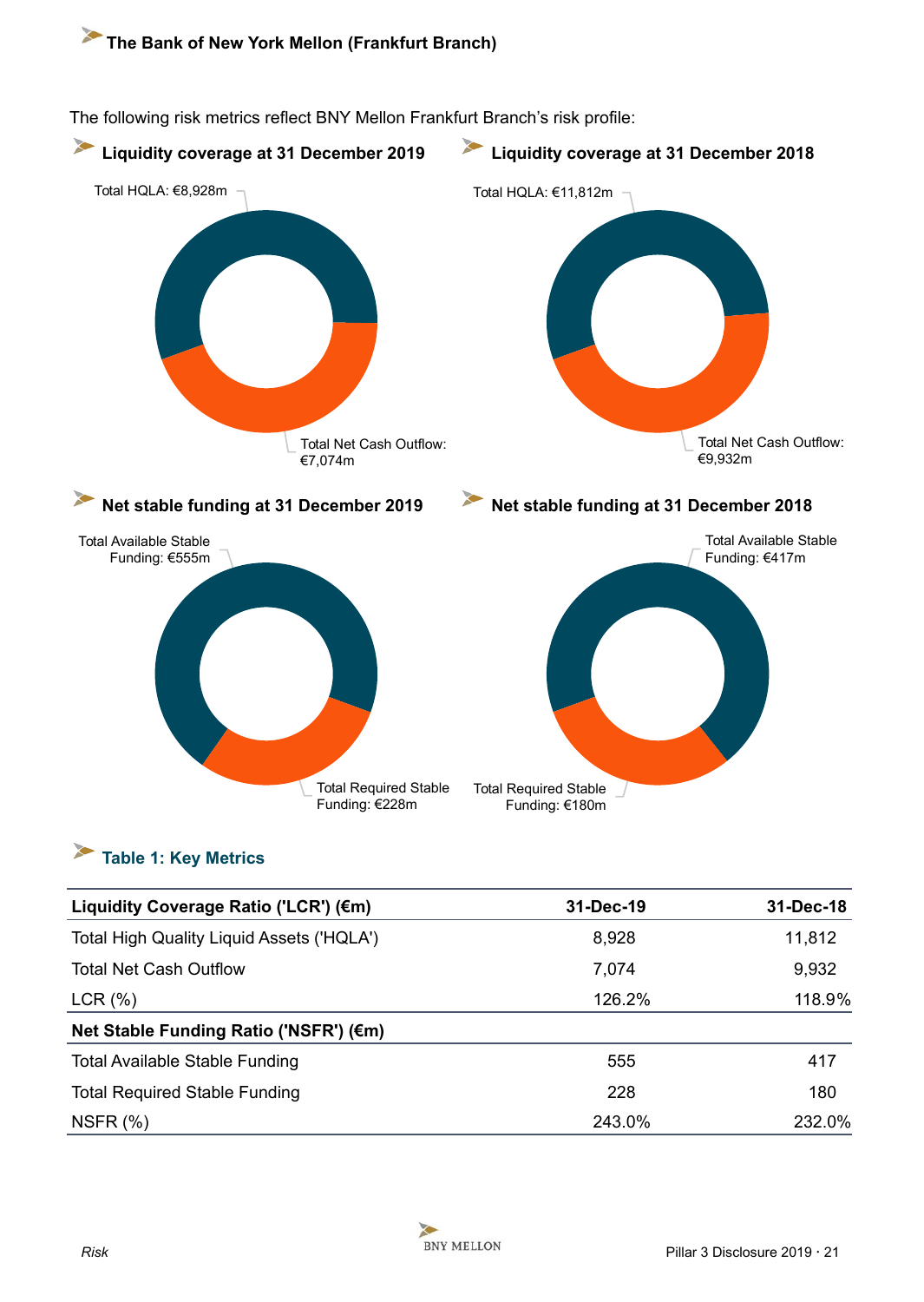## The Bank of New York Mellon (Frankfurt Branch)

The following risk metrics reflect BNY Mellon Frankfurt Branch's risk profile:

### Liquidity coverage at 31 December 2019

Total HQLA: €8,928m

Total Net Cash Outflow: €7,074m

### Liquidity coverage at 31 December 2018

Total HQLA: €11,812m

Total Net Cash Outflow: €9,932m

### Net stable funding at 31 December 2019

Total Available Stable Funding: €555m

Total Required Stable Funding: €228m

### Net stable funding at 31 December 2018

Total Available Stable Funding: €417m

Total Required Stable Funding: €180m

### Table 1: Key Metrics

| Liquidity Coverage Ratio ('LCR') (€m) | 31-Dec-19 | 31-Dec-18 |
|---|---|---|
| Total High Quality Liquid Assets ('HQLA') | 8,928 | 11,812 |
| Total Net Cash Outflow | 7,074 | 9,932 |
| LCR (%) | 126.2% | 118.9% |
| **Net Stable Funding Ratio ('NSFR') (€m)** | | |
| Total Available Stable Funding | 555 | 417 |
| Total Required Stable Funding | 228 | 180 |
| NSFR (%) | 243.0% | 232.0% |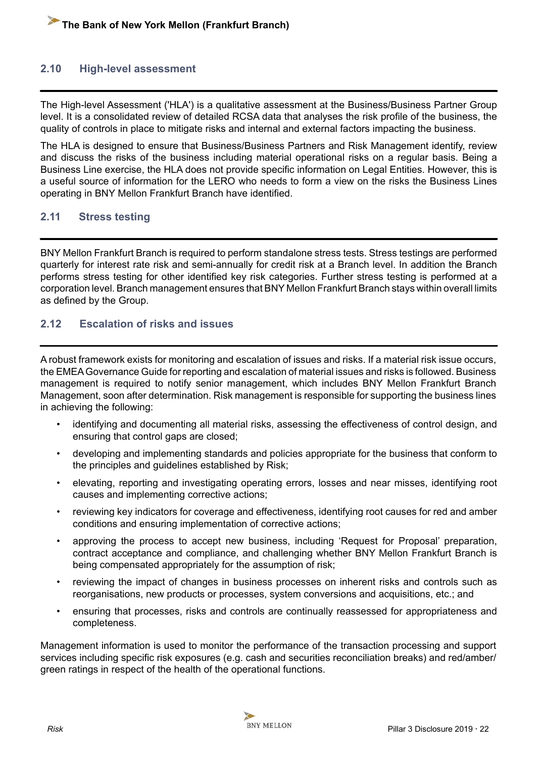## 2.10 High-level assessment

The High-level Assessment ('HLA') is a qualitative assessment at the Business/Business Partner Group level. It is a consolidated review of detailed RCSA data that analyses the risk profile of the business, the quality of controls in place to mitigate risks and internal and external factors impacting the business.

The HLA is designed to ensure that Business/Business Partners and Risk Management identify, review and discuss the risks of the business including material operational risks on a regular basis. Being a Business Line exercise, the HLA does not provide specific information on Legal Entities. However, this is a useful source of information for the LERO who needs to form a view on the risks the Business Lines operating in BNY Mellon Frankfurt Branch have identified.

## 2.11 Stress testing

BNY Mellon Frankfurt Branch is required to perform standalone stress tests. Stress testings are performed quarterly for interest rate risk and semi-annually for credit risk at a Branch level. In addition the Branch performs stress testing for other identified key risk categories. Further stress testing is performed at a corporation level. Branch management ensures that BNY Mellon Frankfurt Branch stays within overall limits as defined by the Group.

## 2.12 Escalation of risks and issues

A robust framework exists for monitoring and escalation of issues and risks. If a material risk issue occurs, the EMEA Governance Guide for reporting and escalation of material issues and risks is followed. Business management is required to notify senior management, which includes BNY Mellon Frankfurt Branch Management, soon after determination. Risk management is responsible for supporting the business lines in achieving the following:

- identifying and documenting all material risks, assessing the effectiveness of control design, and ensuring that control gaps are closed;
- developing and implementing standards and policies appropriate for the business that conform to the principles and guidelines established by Risk;
- elevating, reporting and investigating operating errors, losses and near misses, identifying root causes and implementing corrective actions;
- reviewing key indicators for coverage and effectiveness, identifying root causes for red and amber conditions and ensuring implementation of corrective actions;
- approving the process to accept new business, including 'Request for Proposal' preparation, contract acceptance and compliance, and challenging whether BNY Mellon Frankfurt Branch is being compensated appropriately for the assumption of risk;
- reviewing the impact of changes in business processes on inherent risks and controls such as reorganisations, new products or processes, system conversions and acquisitions, etc.; and
- ensuring that processes, risks and controls are continually reassessed for appropriateness and completeness.

Management information is used to monitor the performance of the transaction processing and support services including specific risk exposures (e.g. cash and securities reconciliation breaks) and red/amber/green ratings in respect of the health of the operational functions.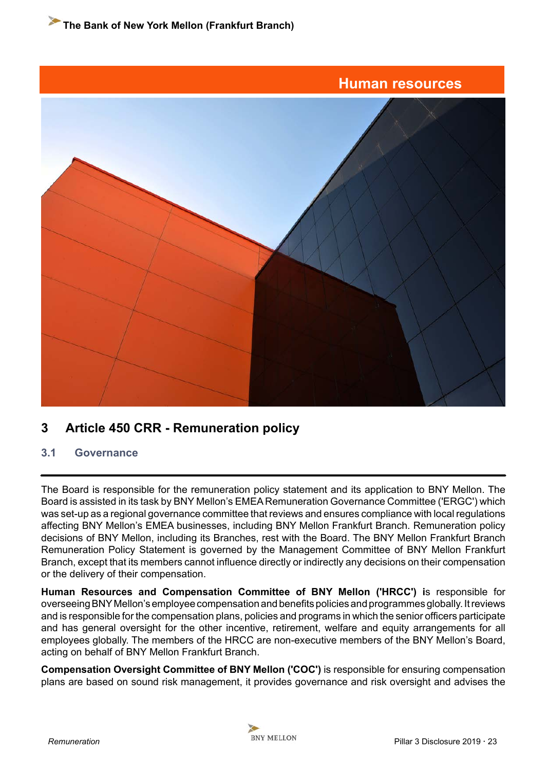Human resources

# 3 Article 450 CRR - Remuneration policy

## 3.1 Governance

The Board is responsible for the remuneration policy statement and its application to BNY Mellon. The Board is assisted in its task by BNY Mellon's EMEA Remuneration Governance Committee ('ERGC') which was set-up as a regional governance committee that reviews and ensures compliance with local regulations affecting BNY Mellon's EMEA businesses, including BNY Mellon Frankfurt Branch. Remuneration policy decisions of BNY Mellon, including its Branches, rest with the Board. The BNY Mellon Frankfurt Branch Remuneration Policy Statement is governed by the Management Committee of BNY Mellon Frankfurt Branch, except that its members cannot influence directly or indirectly any decisions on their compensation or the delivery of their compensation.

**Human Resources and Compensation Committee of BNY Mellon ('HRCC') i**s responsible for overseeing BNY Mellon's employee compensation and benefits policies and programmes globally. It reviews and is responsible for the compensation plans, policies and programs in which the senior officers participate and has general oversight for the other incentive, retirement, welfare and equity arrangements for all employees globally. The members of the HRCC are non-executive members of the BNY Mellon's Board, acting on behalf of BNY Mellon Frankfurt Branch.

**Compensation Oversight Committee of BNY Mellon ('COC')** is responsible for ensuring compensation plans are based on sound risk management, it provides governance and risk oversight and advises the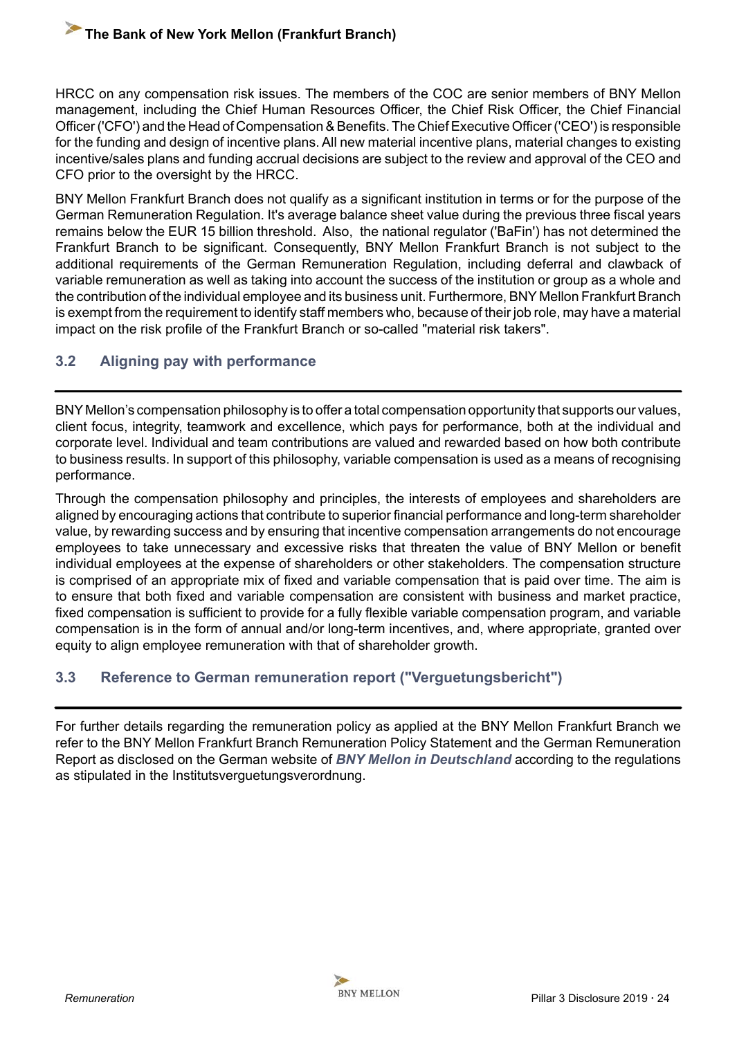HRCC on any compensation risk issues. The members of the COC are senior members of BNY Mellon management, including the Chief Human Resources Officer, the Chief Risk Officer, the Chief Financial Officer ('CFO') and the Head of Compensation & Benefits. The Chief Executive Officer ('CEO') is responsible for the funding and design of incentive plans. All new material incentive plans, material changes to existing incentive/sales plans and funding accrual decisions are subject to the review and approval of the CEO and CFO prior to the oversight by the HRCC.

BNY Mellon Frankfurt Branch does not qualify as a significant institution in terms or for the purpose of the German Remuneration Regulation. It's average balance sheet value during the previous three fiscal years remains below the EUR 15 billion threshold. Also, the national regulator ('BaFin') has not determined the Frankfurt Branch to be significant. Consequently, BNY Mellon Frankfurt Branch is not subject to the additional requirements of the German Remuneration Regulation, including deferral and clawback of variable remuneration as well as taking into account the success of the institution or group as a whole and the contribution of the individual employee and its business unit. Furthermore, BNY Mellon Frankfurt Branch is exempt from the requirement to identify staff members who, because of their job role, may have a material impact on the risk profile of the Frankfurt Branch or so-called "material risk takers".

## 3.2 Aligning pay with performance

BNY Mellon's compensation philosophy is to offer a total compensation opportunity that supports our values, client focus, integrity, teamwork and excellence, which pays for performance, both at the individual and corporate level. Individual and team contributions are valued and rewarded based on how both contribute to business results. In support of this philosophy, variable compensation is used as a means of recognising performance.

Through the compensation philosophy and principles, the interests of employees and shareholders are aligned by encouraging actions that contribute to superior financial performance and long-term shareholder value, by rewarding success and by ensuring that incentive compensation arrangements do not encourage employees to take unnecessary and excessive risks that threaten the value of BNY Mellon or benefit individual employees at the expense of shareholders or other stakeholders. The compensation structure is comprised of an appropriate mix of fixed and variable compensation that is paid over time. The aim is to ensure that both fixed and variable compensation are consistent with business and market practice, fixed compensation is sufficient to provide for a fully flexible variable compensation program, and variable compensation is in the form of annual and/or long-term incentives, and, where appropriate, granted over equity to align employee remuneration with that of shareholder growth.

## 3.3 Reference to German remuneration report ("Verguetungsbericht")

For further details regarding the remuneration policy as applied at the BNY Mellon Frankfurt Branch we refer to the BNY Mellon Frankfurt Branch Remuneration Policy Statement and the German Remuneration Report as disclosed on the German website of ***BNY Mellon in Deutschland*** according to the regulations as stipulated in the Institutsverguetungsverordnung.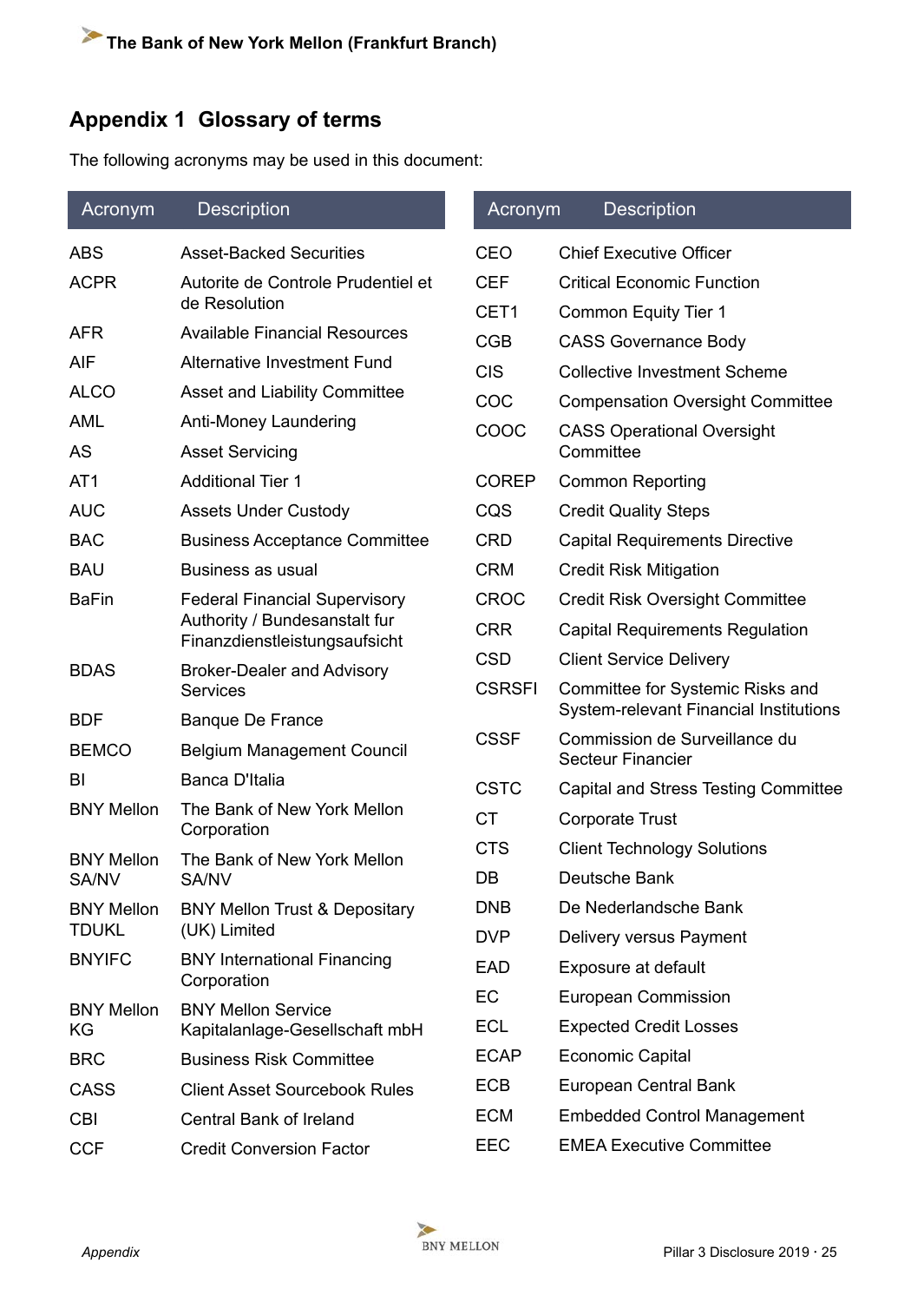## Appendix 1 Glossary of terms

The following acronyms may be used in this document:

| Acronym | Description |
|---|---|
| ABS | Asset-Backed Securities |
| ACPR | Autorite de Controle Prudentiel et de Resolution |
| AFR | Available Financial Resources |
| AIF | Alternative Investment Fund |
| ALCO | Asset and Liability Committee |
| AML | Anti-Money Laundering |
| AS | Asset Servicing |
| AT1 | Additional Tier 1 |
| AUC | Assets Under Custody |
| BAC | Business Acceptance Committee |
| BAU | Business as usual |
| BaFin | Federal Financial Supervisory Authority / Bundesanstalt fur Finanzdienstleistungsaufsicht |
| BDAS | Broker-Dealer and Advisory Services |
| BDF | Banque De France |
| BEMCO | Belgium Management Council |
| BI | Banca D'Italia |
| BNY Mellon | The Bank of New York Mellon Corporation |
| BNY Mellon SA/NV | The Bank of New York Mellon SA/NV |
| BNY Mellon TDUKL | BNY Mellon Trust & Depositary (UK) Limited |
| BNYIFC | BNY International Financing Corporation |
| BNY Mellon KG | BNY Mellon Service Kapitalanlage-Gesellschaft mbH |
| BRC | Business Risk Committee |
| CASS | Client Asset Sourcebook Rules |
| CBI | Central Bank of Ireland |
| CCF | Credit Conversion Factor |
| CEO | Chief Executive Officer |
| CEF | Critical Economic Function |
| CET1 | Common Equity Tier 1 |
| CGB | CASS Governance Body |
| CIS | Collective Investment Scheme |
| COC | Compensation Oversight Committee |
| COOC | CASS Operational Oversight Committee |
| COREP | Common Reporting |
| CQS | Credit Quality Steps |
| CRD | Capital Requirements Directive |
| CRM | Credit Risk Mitigation |
| CROC | Credit Risk Oversight Committee |
| CRR | Capital Requirements Regulation |
| CSD | Client Service Delivery |
| CSRSFI | Committee for Systemic Risks and System-relevant Financial Institutions |
| CSSF | Commission de Surveillance du Secteur Financier |
| CSTC | Capital and Stress Testing Committee |
| CT | Corporate Trust |
| CTS | Client Technology Solutions |
| DB | Deutsche Bank |
| DNB | De Nederlandsche Bank |
| DVP | Delivery versus Payment |
| EAD | Exposure at default |
| EC | European Commission |
| ECL | Expected Credit Losses |
| ECAP | Economic Capital |
| ECB | European Central Bank |
| ECM | Embedded Control Management |
| EEC | EMEA Executive Committee |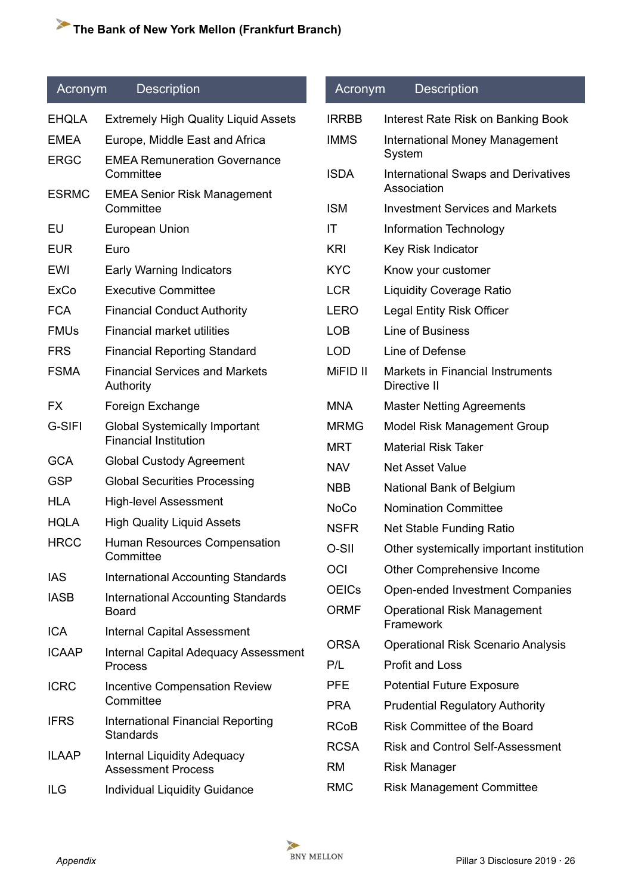| Acronym | Description |
|---|---|
| EHQLA | Extremely High Quality Liquid Assets |
| EMEA | Europe, Middle East and Africa |
| ERGC | EMEA Remuneration Governance Committee |
| ESRMC | EMEA Senior Risk Management Committee |
| EU | European Union |
| EUR | Euro |
| EWI | Early Warning Indicators |
| ExCo | Executive Committee |
| FCA | Financial Conduct Authority |
| FMUs | Financial market utilities |
| FRS | Financial Reporting Standard |
| FSMA | Financial Services and Markets Authority |
| FX | Foreign Exchange |
| G-SIFI | Global Systemically Important Financial Institution |
| GCA | Global Custody Agreement |
| GSP | Global Securities Processing |
| HLA | High-level Assessment |
| HQLA | High Quality Liquid Assets |
| HRCC | Human Resources Compensation Committee |
| IAS | International Accounting Standards |
| IASB | International Accounting Standards Board |
| ICA | Internal Capital Assessment |
| ICAAP | Internal Capital Adequacy Assessment Process |
| ICRC | Incentive Compensation Review Committee |
| IFRS | International Financial Reporting Standards |
| ILAAP | Internal Liquidity Adequacy Assessment Process |
| ILG | Individual Liquidity Guidance |

| Acronym | Description |
|---|---|
| IRRBB | Interest Rate Risk on Banking Book |
| IMMS | International Money Management System |
| ISDA | International Swaps and Derivatives Association |
| ISM | Investment Services and Markets |
| IT | Information Technology |
| KRI | Key Risk Indicator |
| KYC | Know your customer |
| LCR | Liquidity Coverage Ratio |
| LERO | Legal Entity Risk Officer |
| LOB | Line of Business |
| LOD | Line of Defense |
| MiFID II | Markets in Financial Instruments Directive II |
| MNA | Master Netting Agreements |
| MRMG | Model Risk Management Group |
| MRT | Material Risk Taker |
| NAV | Net Asset Value |
| NBB | National Bank of Belgium |
| NoCo | Nomination Committee |
| NSFR | Net Stable Funding Ratio |
| O-SII | Other systemically important institution |
| OCI | Other Comprehensive Income |
| OEICs | Open-ended Investment Companies |
| ORMF | Operational Risk Management Framework |
| ORSA | Operational Risk Scenario Analysis |
| P/L | Profit and Loss |
| PFE | Potential Future Exposure |
| PRA | Prudential Regulatory Authority |
| RCoB | Risk Committee of the Board |
| RCSA | Risk and Control Self-Assessment |
| RM | Risk Manager |
| RMC | Risk Management Committee |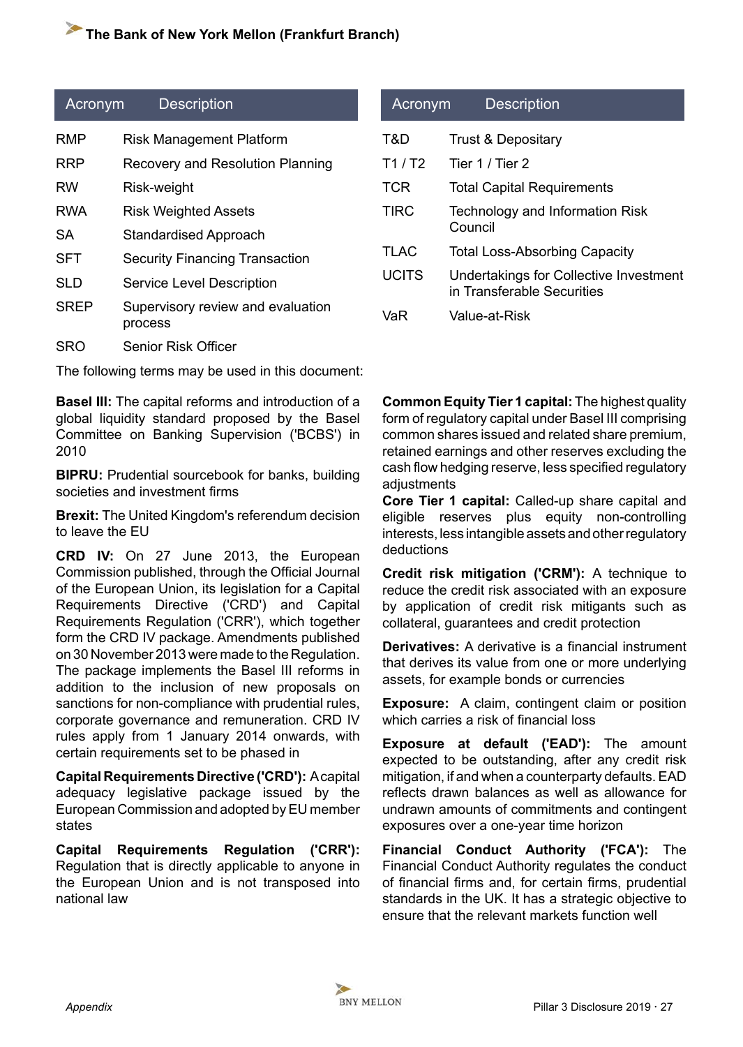| Acronym | Description |
|---|---|
| RMP | Risk Management Platform |
| RRP | Recovery and Resolution Planning |
| RW | Risk-weight |
| RWA | Risk Weighted Assets |
| SA | Standardised Approach |
| SFT | Security Financing Transaction |
| SLD | Service Level Description |
| SREP | Supervisory review and evaluation process |
| SRO | Senior Risk Officer |

| Acronym | Description |
|---|---|
| T&D | Trust & Depositary |
| T1 / T2 | Tier 1 / Tier 2 |
| TCR | Total Capital Requirements |
| TIRC | Technology and Information Risk Council |
| TLAC | Total Loss-Absorbing Capacity |
| UCITS | Undertakings for Collective Investment in Transferable Securities |
| VaR | Value-at-Risk |

The following terms may be used in this document:

**Basel III:** The capital reforms and introduction of a global liquidity standard proposed by the Basel Committee on Banking Supervision ('BCBS') in 2010

**BIPRU:** Prudential sourcebook for banks, building societies and investment firms

**Brexit:** The United Kingdom's referendum decision to leave the EU

**CRD IV:** On 27 June 2013, the European Commission published, through the Official Journal of the European Union, its legislation for a Capital Requirements Directive ('CRD') and Capital Requirements Regulation ('CRR'), which together form the CRD IV package. Amendments published on 30 November 2013 were made to the Regulation. The package implements the Basel III reforms in addition to the inclusion of new proposals on sanctions for non-compliance with prudential rules, corporate governance and remuneration. CRD IV rules apply from 1 January 2014 onwards, with certain requirements set to be phased in

**Capital Requirements Directive ('CRD'):** A capital adequacy legislative package issued by the European Commission and adopted by EU member states

**Capital Requirements Regulation ('CRR'):** Regulation that is directly applicable to anyone in the European Union and is not transposed into national law

**Common Equity Tier 1 capital:** The highest quality form of regulatory capital under Basel III comprising common shares issued and related share premium, retained earnings and other reserves excluding the cash flow hedging reserve, less specified regulatory adjustments

**Core Tier 1 capital:** Called-up share capital and eligible reserves plus equity non-controlling interests, less intangible assets and other regulatory deductions

**Credit risk mitigation ('CRM'):** A technique to reduce the credit risk associated with an exposure by application of credit risk mitigants such as collateral, guarantees and credit protection

**Derivatives:** A derivative is a financial instrument that derives its value from one or more underlying assets, for example bonds or currencies

**Exposure:** A claim, contingent claim or position which carries a risk of financial loss

**Exposure at default ('EAD'):** The amount expected to be outstanding, after any credit risk mitigation, if and when a counterparty defaults. EAD reflects drawn balances as well as allowance for undrawn amounts of commitments and contingent exposures over a one-year time horizon

**Financial Conduct Authority ('FCA'):** The Financial Conduct Authority regulates the conduct of financial firms and, for certain firms, prudential standards in the UK. It has a strategic objective to ensure that the relevant markets function well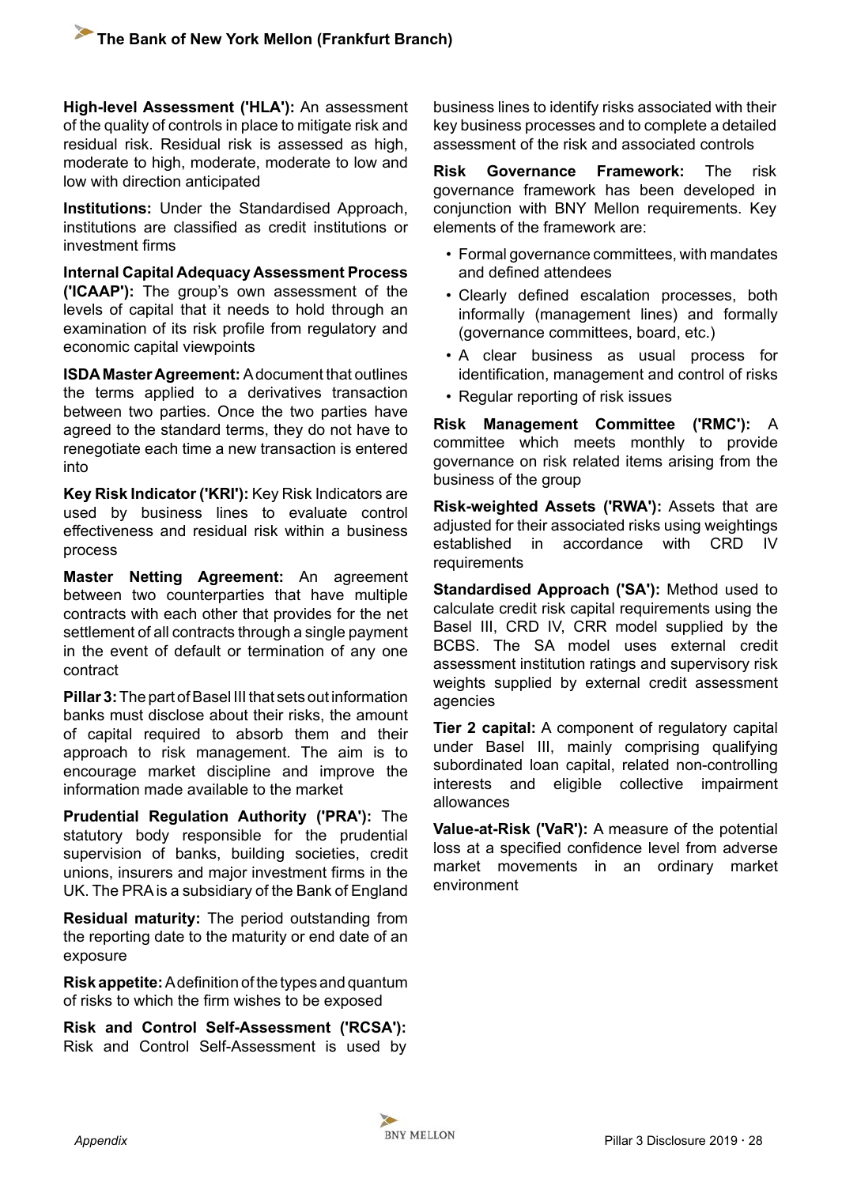**High-level Assessment ('HLA'):** An assessment of the quality of controls in place to mitigate risk and residual risk. Residual risk is assessed as high, moderate to high, moderate, moderate to low and low with direction anticipated

**Institutions:** Under the Standardised Approach, institutions are classified as credit institutions or investment firms

**Internal Capital Adequacy Assessment Process ('ICAAP'):** The group's own assessment of the levels of capital that it needs to hold through an examination of its risk profile from regulatory and economic capital viewpoints

**ISDA Master Agreement:** A document that outlines the terms applied to a derivatives transaction between two parties. Once the two parties have agreed to the standard terms, they do not have to renegotiate each time a new transaction is entered into

**Key Risk Indicator ('KRI'):** Key Risk Indicators are used by business lines to evaluate control effectiveness and residual risk within a business process

**Master Netting Agreement:** An agreement between two counterparties that have multiple contracts with each other that provides for the net settlement of all contracts through a single payment in the event of default or termination of any one contract

**Pillar 3:** The part of Basel III that sets out information banks must disclose about their risks, the amount of capital required to absorb them and their approach to risk management. The aim is to encourage market discipline and improve the information made available to the market

**Prudential Regulation Authority ('PRA'):** The statutory body responsible for the prudential supervision of banks, building societies, credit unions, insurers and major investment firms in the UK. The PRA is a subsidiary of the Bank of England

**Residual maturity:** The period outstanding from the reporting date to the maturity or end date of an exposure

**Risk appetite:** A definition of the types and quantum of risks to which the firm wishes to be exposed

**Risk and Control Self-Assessment ('RCSA'):** Risk and Control Self-Assessment is used by business lines to identify risks associated with their key business processes and to complete a detailed assessment of the risk and associated controls

**Risk Governance Framework:** The risk governance framework has been developed in conjunction with BNY Mellon requirements. Key elements of the framework are:

- Formal governance committees, with mandates and defined attendees
- Clearly defined escalation processes, both informally (management lines) and formally (governance committees, board, etc.)
- A clear business as usual process for identification, management and control of risks
- Regular reporting of risk issues

**Risk Management Committee ('RMC'):** A committee which meets monthly to provide governance on risk related items arising from the business of the group

**Risk-weighted Assets ('RWA'):** Assets that are adjusted for their associated risks using weightings established in accordance with CRD IV requirements

**Standardised Approach ('SA'):** Method used to calculate credit risk capital requirements using the Basel III, CRD IV, CRR model supplied by the BCBS. The SA model uses external credit assessment institution ratings and supervisory risk weights supplied by external credit assessment agencies

**Tier 2 capital:** A component of regulatory capital under Basel III, mainly comprising qualifying subordinated loan capital, related non-controlling interests and eligible collective impairment allowances

**Value-at-Risk ('VaR'):** A measure of the potential loss at a specified confidence level from adverse market movements in an ordinary market environment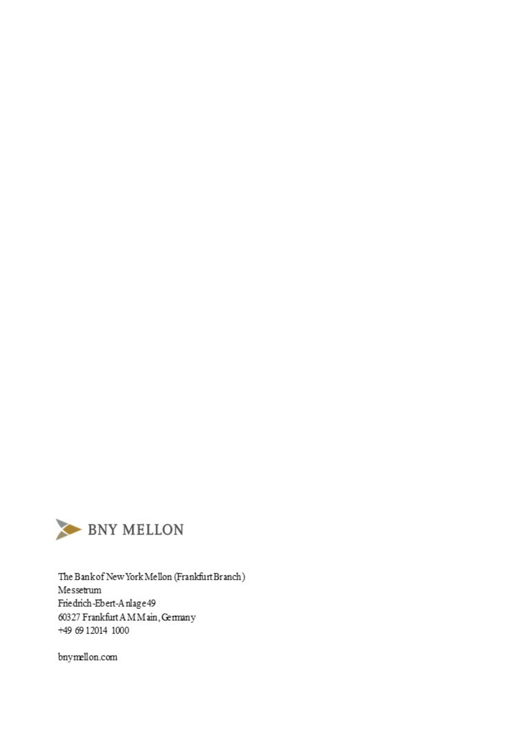BNY MELLON

The Bank of New York Mellon (Frankfurt Branch)
Messeturm
Friedrich-Ebert-Anlage 49
60327 Frankfurt AM Main, Germany
+49 69 12014 1000

bnymellon.com